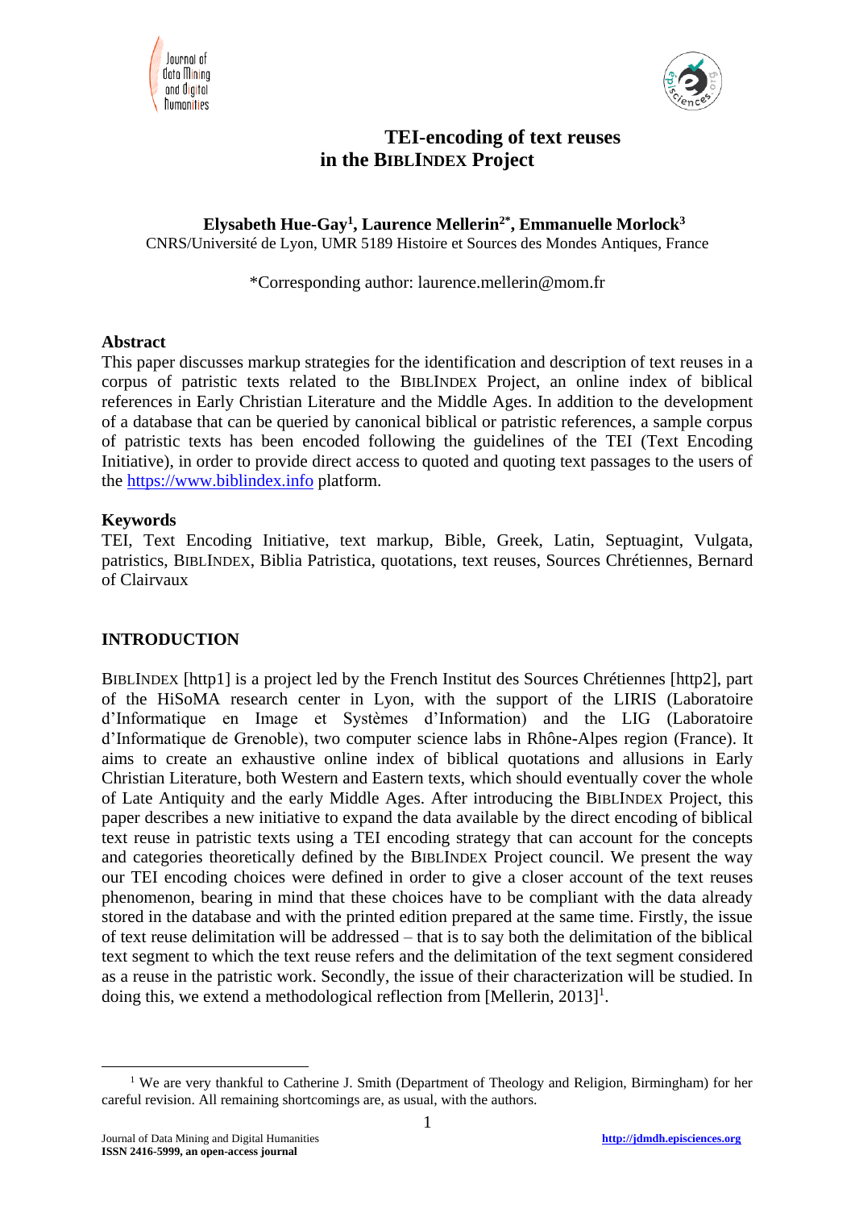# TEI-encoding of text reuses in the BIBLINDEX Project

**Elysabeth Hue-Gay[1], Laurence Mellerin[2*], Emmanuelle Morlock[3]**

CNRS/Université de Lyon, UMR 5189 Histoire et Sources des Mondes Antiques, France

*Corresponding author: laurence.mellerin@mom.fr

## Abstract

This paper discusses markup strategies for the identification and description of text reuses in a corpus of patristic texts related to the BIBLINDEX Project, an online index of biblical references in Early Christian Literature and the Middle Ages. In addition to the development of a database that can be queried by canonical biblical or patristic references, a sample corpus of patristic texts has been encoded following the guidelines of the TEI (Text Encoding Initiative), in order to provide direct access to quoted and quoting text passages to the users of the https://www.biblindex.info platform.

## Keywords

TEI, Text Encoding Initiative, text markup, Bible, Greek, Latin, Septuagint, Vulgata, patristics, BIBLINDEX, Biblia Patristica, quotations, text reuses, Sources Chrétiennes, Bernard of Clairvaux

## INTRODUCTION

BIBLINDEX [http1] is a project led by the French Institut des Sources Chrétiennes [http2], part of the HiSoMA research center in Lyon, with the support of the LIRIS (Laboratoire d'Informatique en Image et Systèmes d'Information) and the LIG (Laboratoire d'Informatique de Grenoble), two computer science labs in Rhône-Alpes region (France). It aims to create an exhaustive online index of biblical quotations and allusions in Early Christian Literature, both Western and Eastern texts, which should eventually cover the whole of Late Antiquity and the early Middle Ages. After introducing the BIBLINDEX Project, this paper describes a new initiative to expand the data available by the direct encoding of biblical text reuse in patristic texts using a TEI encoding strategy that can account for the concepts and categories theoretically defined by the BIBLINDEX Project council. We present the way our TEI encoding choices were defined in order to give a closer account of the text reuses phenomenon, bearing in mind that these choices have to be compliant with the data already stored in the database and with the printed edition prepared at the same time. Firstly, the issue of text reuse delimitation will be addressed – that is to say both the delimitation of the biblical text segment to which the text reuse refers and the delimitation of the text segment considered as a reuse in the patristic work. Secondly, the issue of their characterization will be studied. In doing this, we extend a methodological reflection from [Mellerin, 2013][1].

[1] We are very thankful to Catherine J. Smith (Department of Theology and Religion, Birmingham) for her careful revision. All remaining shortcomings are, as usual, with the authors.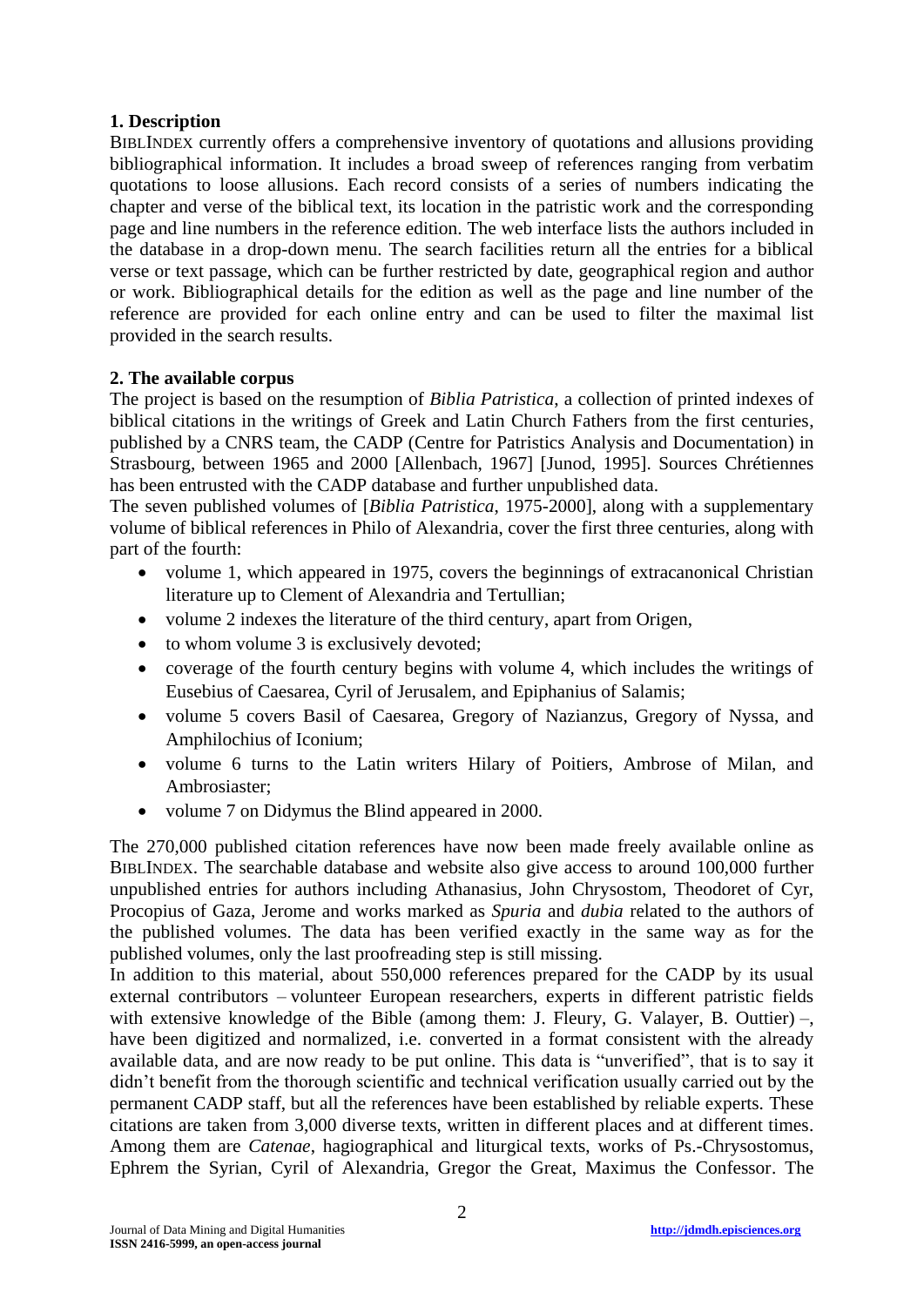## 1. Description

BIBLINDEX currently offers a comprehensive inventory of quotations and allusions providing bibliographical information. It includes a broad sweep of references ranging from verbatim quotations to loose allusions. Each record consists of a series of numbers indicating the chapter and verse of the biblical text, its location in the patristic work and the corresponding page and line numbers in the reference edition. The web interface lists the authors included in the database in a drop-down menu. The search facilities return all the entries for a biblical verse or text passage, which can be further restricted by date, geographical region and author or work. Bibliographical details for the edition as well as the page and line number of the reference are provided for each online entry and can be used to filter the maximal list provided in the search results.

## 2. The available corpus

The project is based on the resumption of *Biblia Patristica*, a collection of printed indexes of biblical citations in the writings of Greek and Latin Church Fathers from the first centuries, published by a CNRS team, the CADP (Centre for Patristics Analysis and Documentation) in Strasbourg, between 1965 and 2000 [Allenbach, 1967] [Junod, 1995]. Sources Chrétiennes has been entrusted with the CADP database and further unpublished data.

The seven published volumes of [*Biblia Patristica*, 1975-2000], along with a supplementary volume of biblical references in Philo of Alexandria, cover the first three centuries, along with part of the fourth:

- volume 1, which appeared in 1975, covers the beginnings of extracanonical Christian literature up to Clement of Alexandria and Tertullian;
- volume 2 indexes the literature of the third century, apart from Origen,
- to whom volume 3 is exclusively devoted;
- coverage of the fourth century begins with volume 4, which includes the writings of Eusebius of Caesarea, Cyril of Jerusalem, and Epiphanius of Salamis;
- volume 5 covers Basil of Caesarea, Gregory of Nazianzus, Gregory of Nyssa, and Amphilochius of Iconium;
- volume 6 turns to the Latin writers Hilary of Poitiers, Ambrose of Milan, and Ambrosiaster;
- volume 7 on Didymus the Blind appeared in 2000.

The 270,000 published citation references have now been made freely available online as BIBLINDEX. The searchable database and website also give access to around 100,000 further unpublished entries for authors including Athanasius, John Chrysostom, Theodoret of Cyr, Procopius of Gaza, Jerome and works marked as *Spuria* and *dubia* related to the authors of the published volumes. The data has been verified exactly in the same way as for the published volumes, only the last proofreading step is still missing.

In addition to this material, about 550,000 references prepared for the CADP by its usual external contributors – volunteer European researchers, experts in different patristic fields with extensive knowledge of the Bible (among them: J. Fleury, G. Valayer, B. Outtier) –, have been digitized and normalized, i.e. converted in a format consistent with the already available data, and are now ready to be put online. This data is "unverified", that is to say it didn't benefit from the thorough scientific and technical verification usually carried out by the permanent CADP staff, but all the references have been established by reliable experts. These citations are taken from 3,000 diverse texts, written in different places and at different times. Among them are *Catenae*, hagiographical and liturgical texts, works of Ps.-Chrysostomus, Ephrem the Syrian, Cyril of Alexandria, Gregor the Great, Maximus the Confessor. The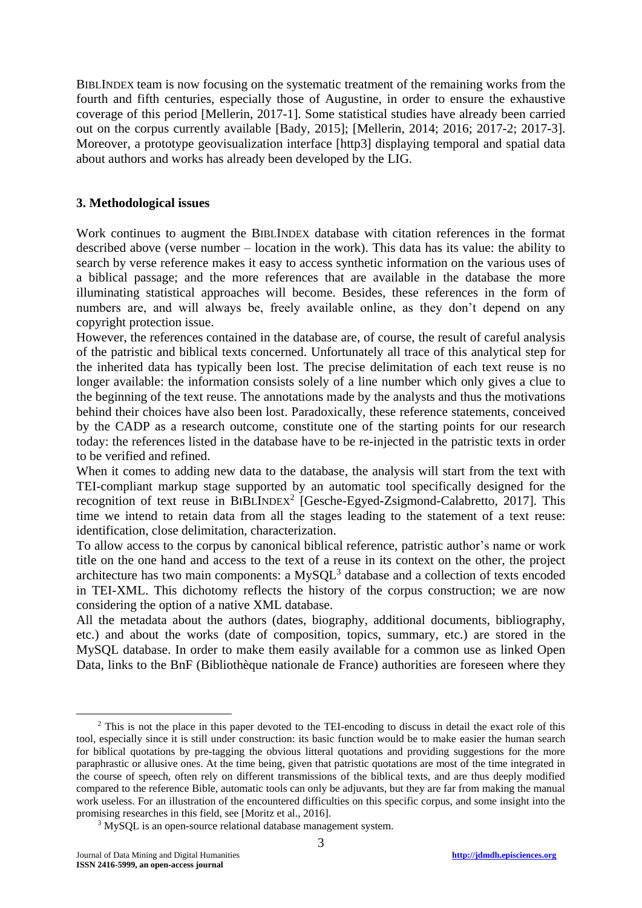BIBLINDEX team is now focusing on the systematic treatment of the remaining works from the fourth and fifth centuries, especially those of Augustine, in order to ensure the exhaustive coverage of this period [Mellerin, 2017-1]. Some statistical studies have already been carried out on the corpus currently available [Bady, 2015]; [Mellerin, 2014; 2016; 2017-2; 2017-3]. Moreover, a prototype geovisualization interface [http3] displaying temporal and spatial data about authors and works has already been developed by the LIG.

### 3. Methodological issues

Work continues to augment the BIBLINDEX database with citation references in the format described above (verse number – location in the work). This data has its value: the ability to search by verse reference makes it easy to access synthetic information on the various uses of a biblical passage; and the more references that are available in the database the more illuminating statistical approaches will become. Besides, these references in the form of numbers are, and will always be, freely available online, as they don't depend on any copyright protection issue.

However, the references contained in the database are, of course, the result of careful analysis of the patristic and biblical texts concerned. Unfortunately all trace of this analytical step for the inherited data has typically been lost. The precise delimitation of each text reuse is no longer available: the information consists solely of a line number which only gives a clue to the beginning of the text reuse. The annotations made by the analysts and thus the motivations behind their choices have also been lost. Paradoxically, these reference statements, conceived by the CADP as a research outcome, constitute one of the starting points for our research today: the references listed in the database have to be re-injected in the patristic texts in order to be verified and refined.

When it comes to adding new data to the database, the analysis will start from the text with TEI-compliant markup stage supported by an automatic tool specifically designed for the recognition of text reuse in BIBLINDEX[2] [Gesche-Egyed-Zsigmond-Calabretto, 2017]. This time we intend to retain data from all the stages leading to the statement of a text reuse: identification, close delimitation, characterization.

To allow access to the corpus by canonical biblical reference, patristic author's name or work title on the one hand and access to the text of a reuse in its context on the other, the project architecture has two main components: a MySQL[3] database and a collection of texts encoded in TEI-XML. This dichotomy reflects the history of the corpus construction; we are now considering the option of a native XML database.

All the metadata about the authors (dates, biography, additional documents, bibliography, etc.) and about the works (date of composition, topics, summary, etc.) are stored in the MySQL database. In order to make them easily available for a common use as linked Open Data, links to the BnF (Bibliothèque nationale de France) authorities are foreseen where they

---

[2] This is not the place in this paper devoted to the TEI-encoding to discuss in detail the exact role of this tool, especially since it is still under construction: its basic function would be to make easier the human search for biblical quotations by pre-tagging the obvious litteral quotations and providing suggestions for the more paraphrastic or allusive ones. At the time being, given that patristic quotations are most of the time integrated in the course of speech, often rely on different transmissions of the biblical texts, and are thus deeply modified compared to the reference Bible, automatic tools can only be adjuvants, but they are far from making the manual work useless. For an illustration of the encountered difficulties on this specific corpus, and some insight into the promising researches in this field, see [Moritz et al., 2016].

[3] MySQL is an open-source relational database management system.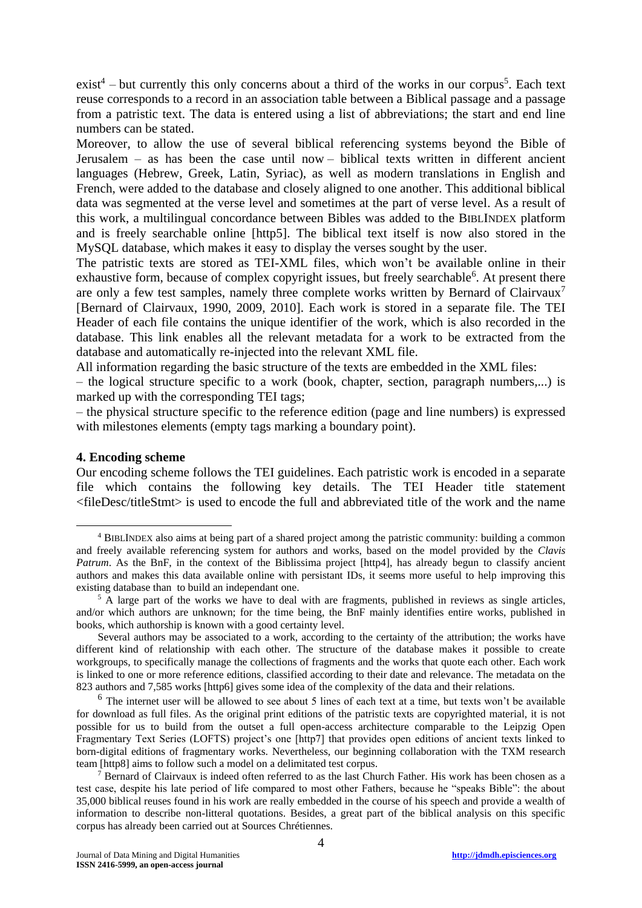exist[4] – but currently this only concerns about a third of the works in our corpus[5]. Each text reuse corresponds to a record in an association table between a Biblical passage and a passage from a patristic text. The data is entered using a list of abbreviations; the start and end line numbers can be stated.

Moreover, to allow the use of several biblical referencing systems beyond the Bible of Jerusalem – as has been the case until now – biblical texts written in different ancient languages (Hebrew, Greek, Latin, Syriac), as well as modern translations in English and French, were added to the database and closely aligned to one another. This additional biblical data was segmented at the verse level and sometimes at the part of verse level. As a result of this work, a multilingual concordance between Bibles was added to the BIBLINDEX platform and is freely searchable online [http5]. The biblical text itself is now also stored in the MySQL database, which makes it easy to display the verses sought by the user.

The patristic texts are stored as TEI-XML files, which won't be available online in their exhaustive form, because of complex copyright issues, but freely searchable[6]. At present there are only a few test samples, namely three complete works written by Bernard of Clairvaux[7] [Bernard of Clairvaux, 1990, 2009, 2010]. Each work is stored in a separate file. The TEI Header of each file contains the unique identifier of the work, which is also recorded in the database. This link enables all the relevant metadata for a work to be extracted from the database and automatically re-injected into the relevant XML file.

All information regarding the basic structure of the texts are embedded in the XML files:

– the logical structure specific to a work (book, chapter, section, paragraph numbers,...) is marked up with the corresponding TEI tags;

– the physical structure specific to the reference edition (page and line numbers) is expressed with milestones elements (empty tags marking a boundary point).

#### 4. Encoding scheme

Our encoding scheme follows the TEI guidelines. Each patristic work is encoded in a separate file which contains the following key details. The TEI Header title statement <fileDesc/titleStmt> is used to encode the full and abbreviated title of the work and the name

---

[4] BIBLINDEX also aims at being part of a shared project among the patristic community: building a common and freely available referencing system for authors and works, based on the model provided by the *Clavis Patrum*. As the BnF, in the context of the Biblissima project [http4], has already begun to classify ancient authors and makes this data available online with persistant IDs, it seems more useful to help improving this existing database than to build an independant one.

[5] A large part of the works we have to deal with are fragments, published in reviews as single articles, and/or which authors are unknown; for the time being, the BnF mainly identifies entire works, published in books, which authorship is known with a good certainty level.

Several authors may be associated to a work, according to the certainty of the attribution; the works have different kind of relationship with each other. The structure of the database makes it possible to create workgroups, to specifically manage the collections of fragments and the works that quote each other. Each work is linked to one or more reference editions, classified according to their date and relevance. The metadata on the 823 authors and 7,585 works [http6] gives some idea of the complexity of the data and their relations.

[6] The internet user will be allowed to see about 5 lines of each text at a time, but texts won't be available for download as full files. As the original print editions of the patristic texts are copyrighted material, it is not possible for us to build from the outset a full open-access architecture comparable to the Leipzig Open Fragmentary Text Series (LOFTS) project's one [http7] that provides open editions of ancient texts linked to born-digital editions of fragmentary works. Nevertheless, our beginning collaboration with the TXM research team [http8] aims to follow such a model on a delimitated test corpus.

[7] Bernard of Clairvaux is indeed often referred to as the last Church Father. His work has been chosen as a test case, despite his late period of life compared to most other Fathers, because he "speaks Bible": the about 35,000 biblical reuses found in his work are really embedded in the course of his speech and provide a wealth of information to describe non-litteral quotations. Besides, a great part of the biblical analysis on this specific corpus has already been carried out at Sources Chrétiennes.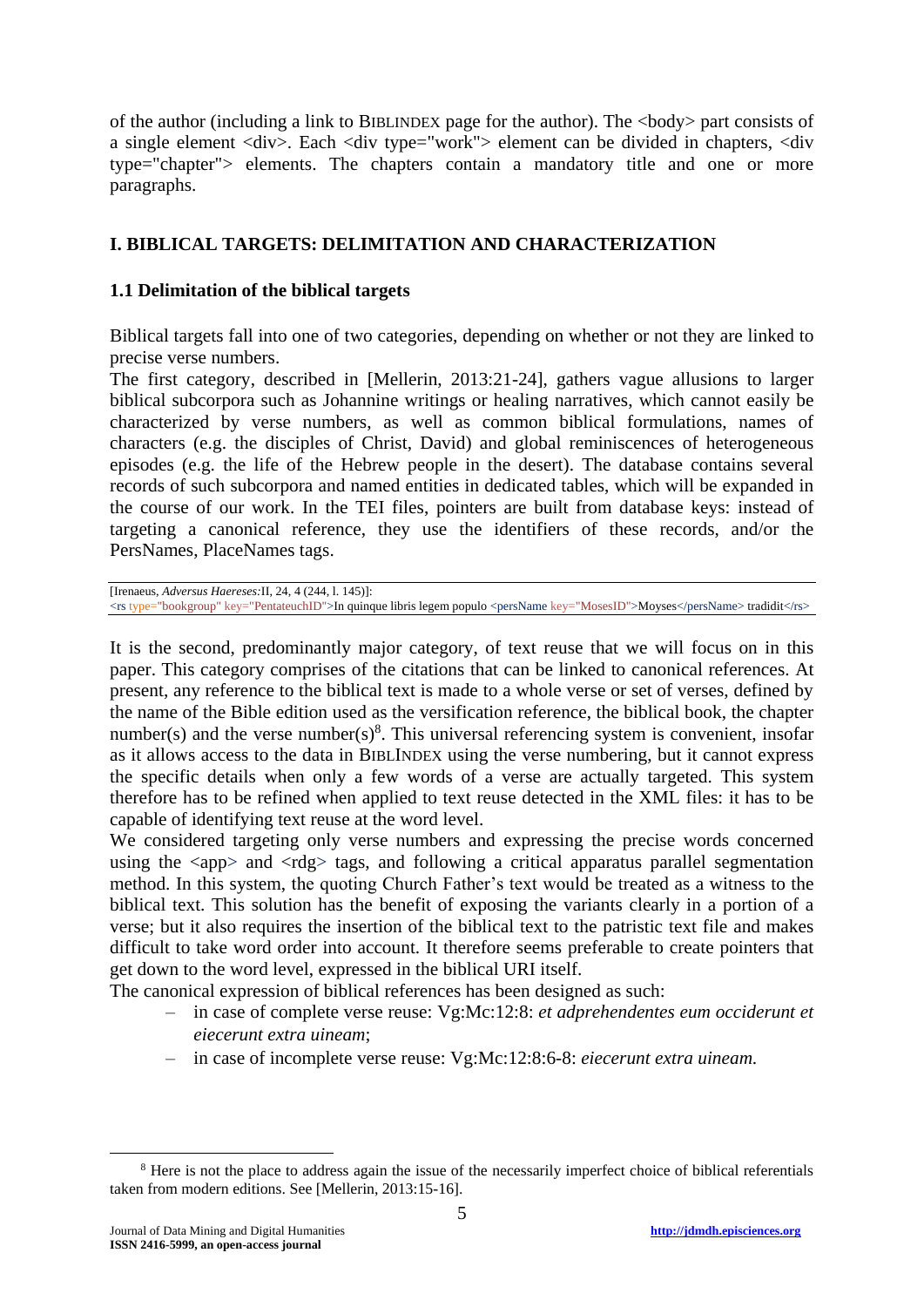of the author (including a link to BIBLINDEX page for the author). The <body> part consists of a single element <div>. Each <div type="work"> element can be divided in chapters, <div type="chapter"> elements. The chapters contain a mandatory title and one or more paragraphs.

## I. BIBLICAL TARGETS: DELIMITATION AND CHARACTERIZATION

### 1.1 Delimitation of the biblical targets

Biblical targets fall into one of two categories, depending on whether or not they are linked to precise verse numbers.

The first category, described in [Mellerin, 2013:21-24], gathers vague allusions to larger biblical subcorpora such as Johannine writings or healing narratives, which cannot easily be characterized by verse numbers, as well as common biblical formulations, names of characters (e.g. the disciples of Christ, David) and global reminiscences of heterogeneous episodes (e.g. the life of the Hebrew people in the desert). The database contains several records of such subcorpora and named entities in dedicated tables, which will be expanded in the course of our work. In the TEI files, pointers are built from database keys: instead of targeting a canonical reference, they use the identifiers of these records, and/or the PersNames, PlaceNames tags.

```
[Irenaeus, Adversus Haereses:II, 24, 4 (244, l. 145)]:
<rs type="bookgroup" key="PentateuchID">In quinque libris legem populo <persName key="MosesID">Moyses</persName> tradidit</rs>
```

It is the second, predominantly major category, of text reuse that we will focus on in this paper. This category comprises of the citations that can be linked to canonical references. At present, any reference to the biblical text is made to a whole verse or set of verses, defined by the name of the Bible edition used as the versification reference, the biblical book, the chapter number(s) and the verse number(s)[8]. This universal referencing system is convenient, insofar as it allows access to the data in BIBLINDEX using the verse numbering, but it cannot express the specific details when only a few words of a verse are actually targeted. This system therefore has to be refined when applied to text reuse detected in the XML files: it has to be capable of identifying text reuse at the word level.

We considered targeting only verse numbers and expressing the precise words concerned using the <app> and <rdg> tags, and following a critical apparatus parallel segmentation method. In this system, the quoting Church Father's text would be treated as a witness to the biblical text. This solution has the benefit of exposing the variants clearly in a portion of a verse; but it also requires the insertion of the biblical text to the patristic text file and makes difficult to take word order into account. It therefore seems preferable to create pointers that get down to the word level, expressed in the biblical URI itself.

The canonical expression of biblical references has been designed as such:

- in case of complete verse reuse: Vg:Mc:12:8: *et adprehendentes eum occiderunt et eiecerunt extra uineam*;
- in case of incomplete verse reuse: Vg:Mc:12:8:6-8: *eiecerunt extra uineam.*

[8] Here is not the place to address again the issue of the necessarily imperfect choice of biblical referentials taken from modern editions. See [Mellerin, 2013:15-16].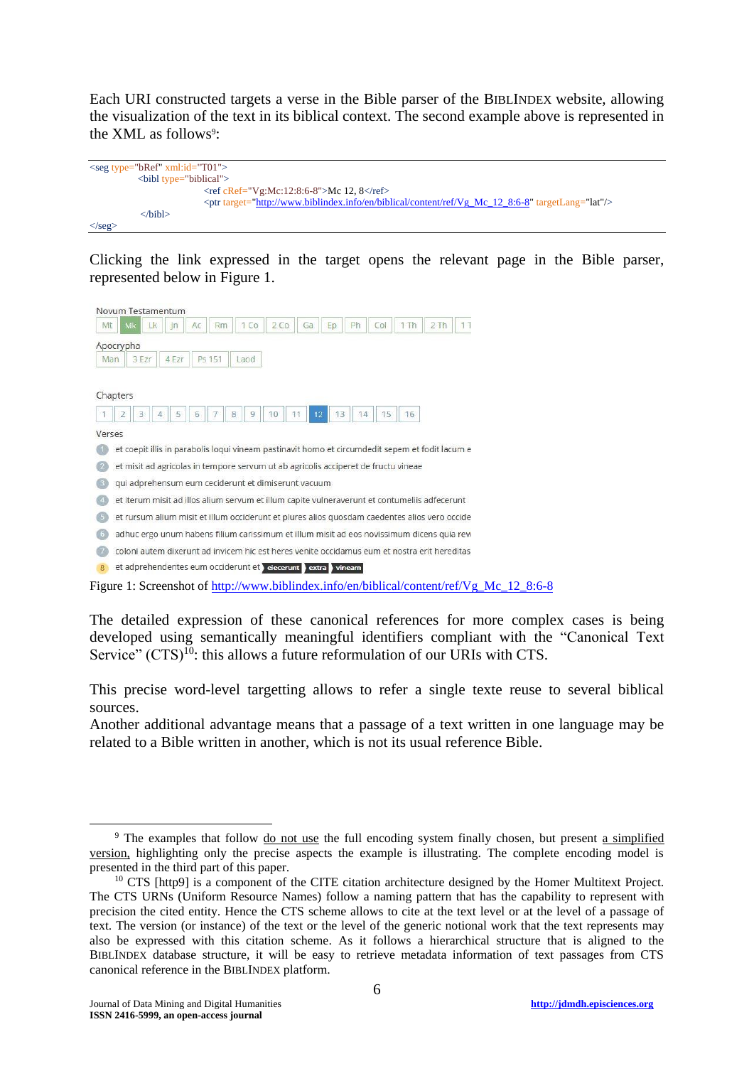Each URI constructed targets a verse in the Bible parser of the BIBLINDEX website, allowing the visualization of the text in its biblical context. The second example above is represented in the XML as follows[9]:

```
<seg type="bRef" xml:id="T01">
        <bibl type="biblical">
                <ref cRef="Vg:Mc:12:8:6-8">Mc 12, 8</ref>
                <ptr target="http://www.biblindex.info/en/biblical/content/ref/Vg_Mc_12_8:6-8" targetLang="lat"/>
        </bibl>
</seg>
```

Clicking the link expressed in the target opens the relevant page in the Bible parser, represented below in Figure 1.

Figure 1: Screenshot of http://www.biblindex.info/en/biblical/content/ref/Vg_Mc_12_8:6-8

The detailed expression of these canonical references for more complex cases is being developed using semantically meaningful identifiers compliant with the "Canonical Text Service" (CTS)[10]: this allows a future reformulation of our URIs with CTS.

This precise word-level targetting allows to refer a single texte reuse to several biblical sources.
Another additional advantage means that a passage of a text written in one language may be related to a Bible written in another, which is not its usual reference Bible.

---

[9] The examples that follow do not use the full encoding system finally chosen, but present a simplified version, highlighting only the precise aspects the example is illustrating. The complete encoding model is presented in the third part of this paper.

[10] CTS [http9] is a component of the CITE citation architecture designed by the Homer Multitext Project. The CTS URNs (Uniform Resource Names) follow a naming pattern that has the capability to represent with precision the cited entity. Hence the CTS scheme allows to cite at the text level or at the level of a passage of text. The version (or instance) of the text or the level of the generic notional work that the text represents may also be expressed with this citation scheme. As it follows a hierarchical structure that is aligned to the BIBLINDEX database structure, it will be easy to retrieve metadata information of text passages from CTS canonical reference in the BIBLINDEX platform.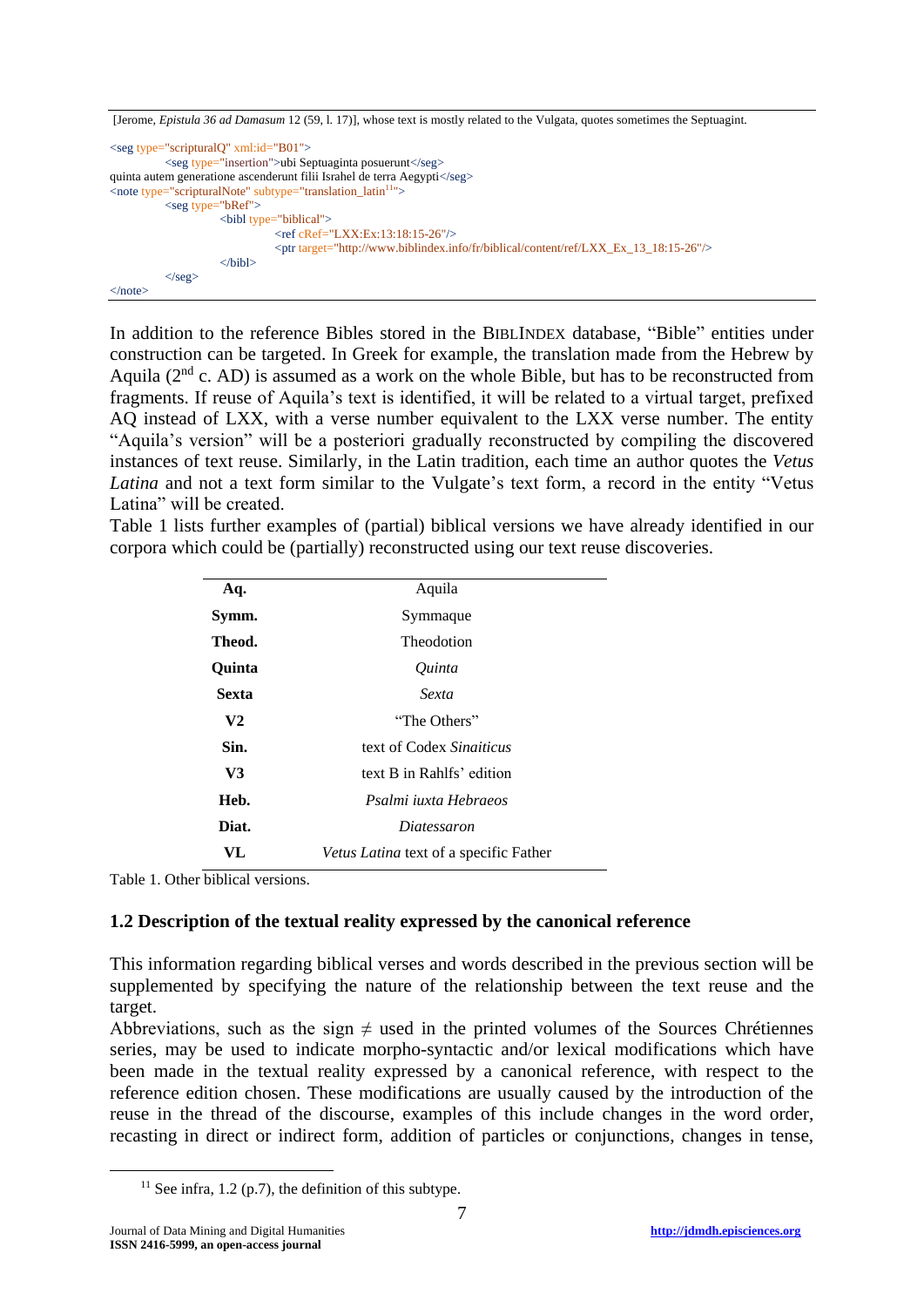[Jerome, *Epistula 36 ad Damasum* 12 (59, l. 17)], whose text is mostly related to the Vulgata, quotes sometimes the Septuagint.

```
<seg type="scripturalQ" xml:id="B01">
        <seg type="insertion">ubi Septuaginta posuerunt</seg>
quinta autem generatione ascenderunt filii Israhel de terra Aegypti</seg>
<note type="scripturalNote" subtype="translation_latin11">
        <seg type="bRef">
                <bibl type="biblical">
                        <ref cRef="LXX:Ex:13:18:15-26"/>
                        <ptr target="http://www.biblindex.info/fr/biblical/content/ref/LXX_Ex_13_18:15-26"/>
                </bibl>
        </seg>
</note>
```

In addition to the reference Bibles stored in the BIBLINDEX database, “Bible” entities under construction can be targeted. In Greek for example, the translation made from the Hebrew by Aquila (2nd c. AD) is assumed as a work on the whole Bible, but has to be reconstructed from fragments. If reuse of Aquila’s text is identified, it will be related to a virtual target, prefixed AQ instead of LXX, with a verse number equivalent to the LXX verse number. The entity “Aquila’s version” will be a posteriori gradually reconstructed by compiling the discovered instances of text reuse. Similarly, in the Latin tradition, each time an author quotes the *Vetus Latina* and not a text form similar to the Vulgate’s text form, a record in the entity “Vetus Latina” will be created.
Table 1 lists further examples of (partial) biblical versions we have already identified in our corpora which could be (partially) reconstructed using our text reuse discoveries.

| | |
|---|---|
| **Aq.** | Aquila |
| **Symm.** | Symmaque |
| **Theod.** | Theodotion |
| **Quinta** | *Quinta* |
| **Sexta** | *Sexta* |
| **V2** | “The Others” |
| **Sin.** | text of Codex *Sinaiticus* |
| **V3** | text B in Rahlfs’ edition |
| **Heb.** | *Psalmi iuxta Hebraeos* |
| **Diat.** | *Diatessaron* |
| **VL** | *Vetus Latina* text of a specific Father |

Table 1. Other biblical versions.

### 1.2 Description of the textual reality expressed by the canonical reference

This information regarding biblical verses and words described in the previous section will be supplemented by specifying the nature of the relationship between the text reuse and the target.
Abbreviations, such as the sign ≠ used in the printed volumes of the Sources Chrétiennes series, may be used to indicate morpho-syntactic and/or lexical modifications which have been made in the textual reality expressed by a canonical reference, with respect to the reference edition chosen. These modifications are usually caused by the introduction of the reuse in the thread of the discourse, examples of this include changes in the word order, recasting in direct or indirect form, addition of particles or conjunctions, changes in tense,

[11] See infra, 1.2 (p.7), the definition of this subtype.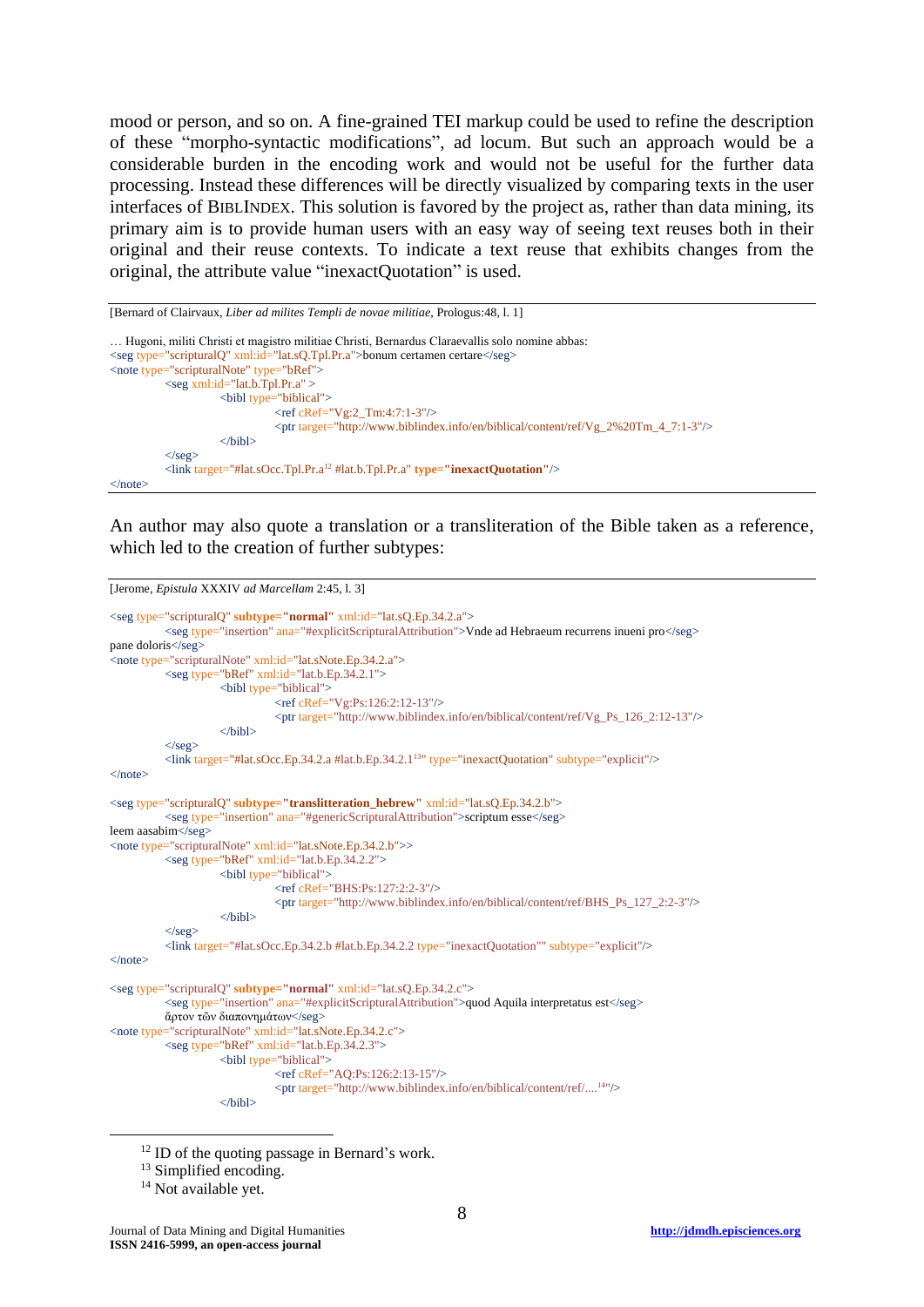mood or person, and so on. A fine-grained TEI markup could be used to refine the description of these "morpho-syntactic modifications", ad locum. But such an approach would be a considerable burden in the encoding work and would not be useful for the further data processing. Instead these differences will be directly visualized by comparing texts in the user interfaces of BIBLINDEX. This solution is favored by the project as, rather than data mining, its primary aim is to provide human users with an easy way of seeing text reuses both in their original and their reuse contexts. To indicate a text reuse that exhibits changes from the original, the attribute value "inexactQuotation" is used.

[Bernard of Clairvaux, *Liber ad milites Templi de novae militiae*, Prologus:48, l. 1]

```
… Hugoni, militi Christi et magistro militiae Christi, Bernardus Claraevallis solo nomine abbas:
<seg type="scripturalQ" xml:id="lat.sQ.Tpl.Pr.a">bonum certamen certare</seg>
<note type="scripturalNote" type="bRef">
    <seg xml:id="lat.b.Tpl.Pr.a" >
        <bibl type="biblical">
            <ref cRef="Vg:2_Tm:4:7:1-3"/>
            <ptr target="http://www.biblindex.info/en/biblical/content/ref/Vg_2%20Tm_4_7:1-3"/>
        </bibl>
    </seg>
    <link target="#lat.sOcc.Tpl.Pr.a[12] #lat.b.Tpl.Pr.a" type="inexactQuotation"/>
</note>
```

An author may also quote a translation or a transliteration of the Bible taken as a reference, which led to the creation of further subtypes:

[Jerome, *Epistula* XXXIV *ad Marcellam* 2:45, l. 3]

```
<seg type="scripturalQ" subtype="normal" xml:id="lat.sQ.Ep.34.2.a">
    <seg type="insertion" ana="#explicitScripturalAttribution">Vnde ad Hebraeum recurrens inueni pro</seg>
pane doloris</seg>
<note type="scripturalNote" xml:id="lat.sNote.Ep.34.2.a">
    <seg type="bRef" xml:id="lat.b.Ep.34.2.1">
        <bibl type="biblical">
            <ref cRef="Vg:Ps:126:2:12-13"/>
            <ptr target="http://www.biblindex.info/en/biblical/content/ref/Vg_Ps_126_2:12-13"/>
        </bibl>
    </seg>
    <link target="#lat.sOcc.Ep.34.2.a #lat.b.Ep.34.2.1[13]" type="inexactQuotation" subtype="explicit"/>
</note>

<seg type="scripturalQ" subtype="translitteration_hebrew" xml:id="lat.sQ.Ep.34.2.b">
    <seg type="insertion" ana="#genericScripturalAttribution">scriptum esse</seg>
leem aasabim</seg>
<note type="scripturalNote" xml:id="lat.sNote.Ep.34.2.b">>
    <seg type="bRef" xml:id="lat.b.Ep.34.2.2">
        <bibl type="biblical">
            <ref cRef="BHS:Ps:127:2:2-3"/>
            <ptr target="http://www.biblindex.info/en/biblical/content/ref/BHS_Ps_127_2:2-3"/>
        </bibl>
    </seg>
    <link target="#lat.sOcc.Ep.34.2.b #lat.b.Ep.34.2.2 type="inexactQuotation"" subtype="explicit"/>
</note>

<seg type="scripturalQ" subtype="normal" xml:id="lat.sQ.Ep.34.2.c">
    <seg type="insertion" ana="#explicitScripturalAttribution">quod Aquila interpretatus est</seg>
    ἄρτον τῶν διαπονημάτων</seg>
<note type="scripturalNote" xml:id="lat.sNote.Ep.34.2.c">
    <seg type="bRef" xml:id="lat.b.Ep.34.2.3">
        <bibl type="biblical">
            <ref cRef="AQ:Ps:126:2:13-15"/>
            <ptr target="http://www.biblindex.info/en/biblical/content/ref/....[14]"/>
        </bibl>
```

[12] ID of the quoting passage in Bernard's work.

[13] Simplified encoding.

[14] Not available yet.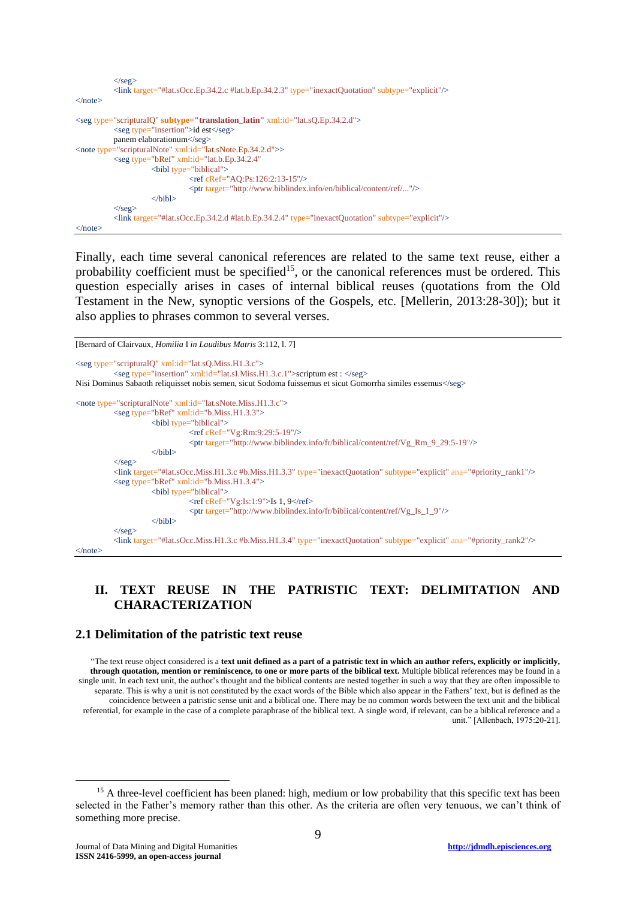```
		</seg>
		<link target="#lat.sOcc.Ep.34.2.c #lat.b.Ep.34.2.3" type="inexactQuotation" subtype="explicit"/>
</note>

<seg type="scripturalQ" subtype="translation_latin" xml:id="lat.sQ.Ep.34.2.d">
		<seg type="insertion">id est</seg>
		panem elaborationum</seg>
<note type="scripturalNote" xml:id="lat.sNote.Ep.34.2.d">>
		<seg type="bRef" xml:id="lat.b.Ep.34.2.4"
			<bibl type="biblical">
				<ref cRef="AQ:Ps:126:2:13-15"/>
				<ptr target="http://www.biblindex.info/en/biblical/content/ref/..."/>
			</bibl>
		</seg>
		<link target="#lat.sOcc.Ep.34.2.d #lat.b.Ep.34.2.4" type="inexactQuotation" subtype="explicit"/>
</note>
```

Finally, each time several canonical references are related to the same text reuse, either a probability coefficient must be specified[15], or the canonical references must be ordered. This question especially arises in cases of internal biblical reuses (quotations from the Old Testament in the New, synoptic versions of the Gospels, etc. [Mellerin, 2013:28-30]); but it also applies to phrases common to several verses.

[Bernard of Clairvaux, *Homilia* I *in Laudibus Matris* 3:112, l. 7]

```
<seg type="scripturalQ" xml:id="lat.sQ.Miss.H1.3.c">
		<seg type="insertion" xml:id="lat.sI.Miss.H1.3.c.1">scriptum est : </seg>
Nisi Dominus Sabaoth reliquisset nobis semen, sicut Sodoma fuissemus et sicut Gomorrha similes essemus</seg>

<note type="scripturalNote" xml:id="lat.sNote.Miss.H1.3.c">
		<seg type="bRef" xml:id="b.Miss.H1.3.3">
			<bibl type="biblical">
				<ref cRef="Vg:Rm:9:29:5-19"/>
				<ptr target="http://www.biblindex.info/fr/biblical/content/ref/Vg_Rm_9_29:5-19"/>
			</bibl>
		</seg>
		<link target="#lat.sOcc.Miss.H1.3.c #b.Miss.H1.3.3" type="inexactQuotation" subtype="explicit" ana="#priority_rank1"/>
		<seg type="bRef" xml:id="b.Miss.H1.3.4">
			<bibl type="biblical">
				<ref cRef="Vg:Is:1:9">Is 1, 9</ref>
				<ptr target="http://www.biblindex.info/fr/biblical/content/ref/Vg_Is_1_9"/>
			</bibl>
		</seg>
		<link target="#lat.sOcc.Miss.H1.3.c #b.Miss.H1.3.4" type="inexactQuotation" subtype="explicit" ana="#priority_rank2"/>
</note>
```

## II. TEXT REUSE IN THE PATRISTIC TEXT: DELIMITATION AND CHARACTERIZATION

### 2.1 Delimitation of the patristic text reuse

> "The text reuse object considered is a **text unit defined as a part of a patristic text in which an author refers, explicitly or implicitly, through quotation, mention or reminiscence, to one or more parts of the biblical text.** Multiple biblical references may be found in a single unit. In each text unit, the author's thought and the biblical contents are nested together in such a way that they are often impossible to separate. This is why a unit is not constituted by the exact words of the Bible which also appear in the Fathers' text, but is defined as the coincidence between a patristic sense unit and a biblical one. There may be no common words between the text unit and the biblical referential, for example in the case of a complete paraphrase of the biblical text. A single word, if relevant, can be a biblical reference and a unit." [Allenbach, 1975:20-21].

[15] A three-level coefficient has been planed: high, medium or low probability that this specific text has been selected in the Father's memory rather than this other. As the criteria are often very tenuous, we can't think of something more precise.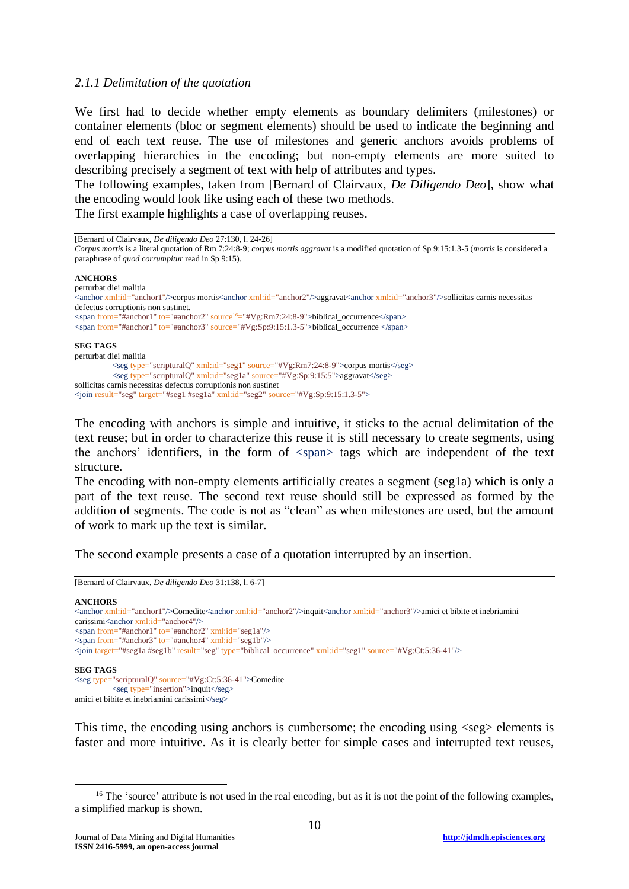### *2.1.1 Delimitation of the quotation*

We first had to decide whether empty elements as boundary delimiters (milestones) or container elements (bloc or segment elements) should be used to indicate the beginning and end of each text reuse. The use of milestones and generic anchors avoids problems of overlapping hierarchies in the encoding; but non-empty elements are more suited to describing precisely a segment of text with help of attributes and types.

The following examples, taken from [Bernard of Clairvaux, *De Diligendo Deo*], show what the encoding would look like using each of these two methods.

The first example highlights a case of overlapping reuses.

---

[Bernard of Clairvaux, *De diligendo Deo* 27:130, l. 24-26]

*Corpus mortis* is a literal quotation of Rm 7:24:8-9; *corpus mortis aggravat* is a modified quotation of Sp 9:15:1.3-5 (*mortis* is considered a paraphrase of *quod corrumpitur* read in Sp 9:15).

**ANCHORS**

```
perturbat diei malitia
<anchor xml:id="anchor1"/>corpus mortis<anchor xml:id="anchor2"/>aggravat<anchor xml:id="anchor3"/>sollicitas carnis necessitas
defectus corruptionis non sustinet.
<span from="#anchor1" to="#anchor2" source[16]="#Vg:Rm7:24:8-9">biblical_occurrence</span>
<span from="#anchor1" to="#anchor3" source="#Vg:Sp:9:15:1.3-5">biblical_occurrence </span>
```

**SEG TAGS**

```
perturbat diei malitia
        <seg type="scripturalQ" xml:id="seg1" source="#Vg:Rm7:24:8-9">corpus mortis</seg>
        <seg type="scripturalQ" xml:id="seg1a" source="#Vg:Sp:9:15:5">aggravat</seg>
sollicitas carnis necessitas defectus corruptionis non sustinet
<join result="seg" target="#seg1 #seg1a" xml:id="seg2" source="#Vg:Sp:9:15:1.3-5">
```

---

The encoding with anchors is simple and intuitive, it sticks to the actual delimitation of the text reuse; but in order to characterize this reuse it is still necessary to create segments, using the anchors' identifiers, in the form of <span> tags which are independent of the text structure.

The encoding with non-empty elements artificially creates a segment (seg1a) which is only a part of the text reuse. The second text reuse should still be expressed as formed by the addition of segments. The code is not as "clean" as when milestones are used, but the amount of work to mark up the text is similar.

The second example presents a case of a quotation interrupted by an insertion.

---

[Bernard of Clairvaux, *De diligendo Deo* 31:138, l. 6-7]

**ANCHORS**

```
<anchor xml:id="anchor1"/>Comedite<anchor xml:id="anchor2"/>inquit<anchor xml:id="anchor3"/>amici et bibite et inebriamini
carissimi<anchor xml:id="anchor4"/>
<span from="#anchor1" to="#anchor2" xml:id="seg1a"/>
<span from="#anchor3" to="#anchor4" xml:id="seg1b"/>
<join target="#seg1a #seg1b" result="seg" type="biblical_occurrence" xml:id="seg1" source="#Vg:Ct:5:36-41"/>
```

**SEG TAGS**

```
<seg type="scripturalQ" source="#Vg:Ct:5:36-41">Comedite
        <seg type="insertion">inquit</seg>
amici et bibite et inebriamini carissimi</seg>
```

---

This time, the encoding using anchors is cumbersome; the encoding using <seg> elements is faster and more intuitive. As it is clearly better for simple cases and interrupted text reuses,

[16] The 'source' attribute is not used in the real encoding, but as it is not the point of the following examples, a simplified markup is shown.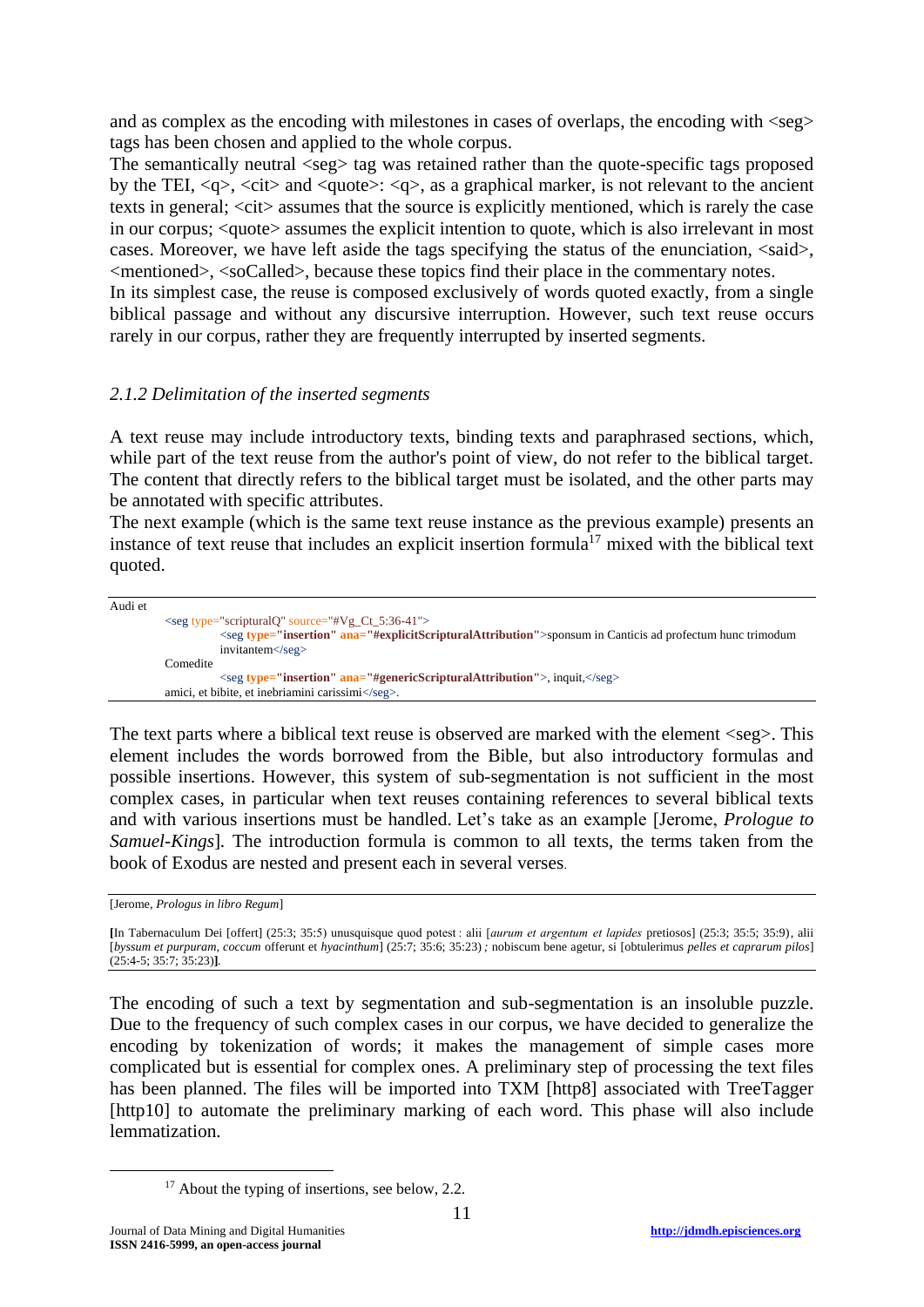and as complex as the encoding with milestones in cases of overlaps, the encoding with <seg> tags has been chosen and applied to the whole corpus.

The semantically neutral <seg> tag was retained rather than the quote-specific tags proposed by the TEI, <q>, <cit> and <quote>: <q>, as a graphical marker, is not relevant to the ancient texts in general; <cit> assumes that the source is explicitly mentioned, which is rarely the case in our corpus; <quote> assumes the explicit intention to quote, which is also irrelevant in most cases. Moreover, we have left aside the tags specifying the status of the enunciation, <said>, <mentioned>, <soCalled>, because these topics find their place in the commentary notes.

In its simplest case, the reuse is composed exclusively of words quoted exactly, from a single biblical passage and without any discursive interruption. However, such text reuse occurs rarely in our corpus, rather they are frequently interrupted by inserted segments.

### *2.1.2 Delimitation of the inserted segments*

A text reuse may include introductory texts, binding texts and paraphrased sections, which, while part of the text reuse from the author's point of view, do not refer to the biblical target. The content that directly refers to the biblical target must be isolated, and the other parts may be annotated with specific attributes.

The next example (which is the same text reuse instance as the previous example) presents an instance of text reuse that includes an explicit insertion formula[17] mixed with the biblical text quoted.

```
Audi et
    <seg type="scripturalQ" source="#Vg_Ct_5:36-41">
        <seg type="insertion" ana="#explicitScripturalAttribution">sponsum in Canticis ad profectum hunc trimodum
        invitantem</seg>
    Comedite
        <seg type="insertion" ana="#genericScripturalAttribution">, inquit,</seg>
    amici, et bibite, et inebriamini carissimi</seg>.
```

The text parts where a biblical text reuse is observed are marked with the element <seg>. This element includes the words borrowed from the Bible, but also introductory formulas and possible insertions. However, this system of sub-segmentation is not sufficient in the most complex cases, in particular when text reuses containing references to several biblical texts and with various insertions must be handled. Let's take as an example [Jerome, *Prologue to Samuel-Kings*]. The introduction formula is common to all texts, the terms taken from the book of Exodus are nested and present each in several verses.

---

[Jerome, *Prologus in libro Regum*]

**[**In Tabernaculum Dei [offert] (25:3; 35:5) unusquisque quod potest : alii [*aurum et argentum et lapides* pretiosos] (25:3; 35:5; 35:9), alii [*byssum et purpuram, coccum* offerunt et *hyacinthum*] (25:7; 35:6; 35:23) ; nobiscum bene agetur, si [obtulerimus *pelles et caprarum pilos*] (25:4-5; 35:7; 35:23)**]**.

---

The encoding of such a text by segmentation and sub-segmentation is an insoluble puzzle. Due to the frequency of such complex cases in our corpus, we have decided to generalize the encoding by tokenization of words; it makes the management of simple cases more complicated but is essential for complex ones. A preliminary step of processing the text files has been planned. The files will be imported into TXM [http8] associated with TreeTagger [http10] to automate the preliminary marking of each word. This phase will also include lemmatization.

[17] About the typing of insertions, see below, 2.2.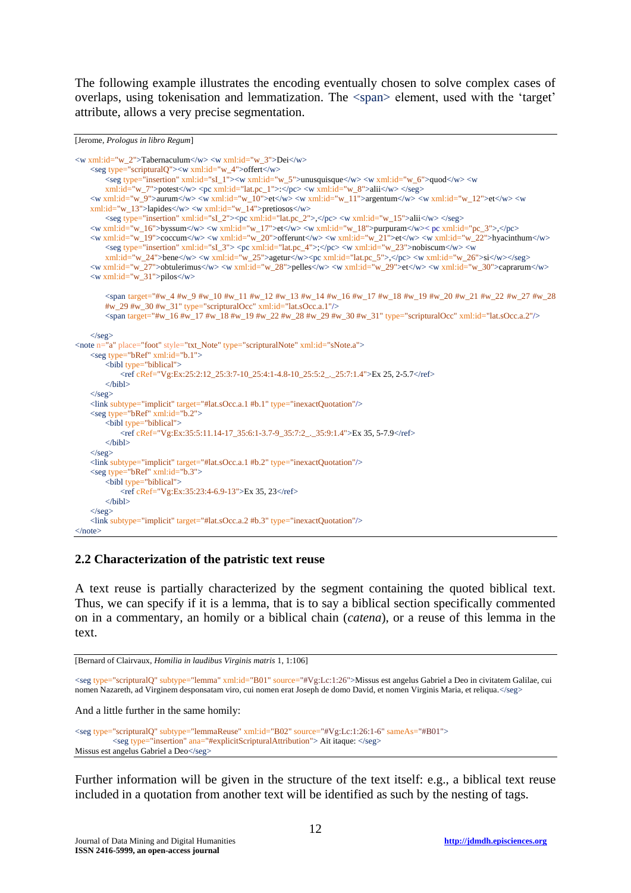The following example illustrates the encoding eventually chosen to solve complex cases of overlaps, using tokenisation and lemmatization. The <span> element, used with the 'target' attribute, allows a very precise segmentation.

[Jerome, *Prologus in libro Regum*]

```
<w xml:id="w_2">Tabernaculum</w> <w xml:id="w_3">Dei</w>
    <seg type="scripturalQ"><w xml:id="w_4">offert</w>
        <seg type="insertion" xml:id="sI_1"><w xml:id="w_5">unusquisque</w> <w xml:id="w_6">quod</w> <w
        xml:id="w_7">potest</w> <pc xml:id="lat.pc_1">:</pc> <w xml:id="w_8">alii</w> </seg>
    <w xml:id="w_9">aurum</w> <w xml:id="w_10">et</w> <w xml:id="w_11">argentum</w> <w xml:id="w_12">et</w> <w
    xml:id="w_13">lapides</w> <w xml:id="w_14">pretiosos</w>
        <seg type="insertion" xml:id="sI_2"><pc xml:id="lat.pc_2">,</pc> <w xml:id="w_15">alii</w> </seg>
    <w xml:id="w_16">byssum</w> <w xml:id="w_17">et</w> <w xml:id="w_18">purpuram</w>< pc xml:id="pc_3">,</pc>
    <w xml:id="w_19">coccum</w> <w xml:id="w_20">offerunt</w> <w xml:id="w_21">et</w> <w xml:id="w_22">hyacinthum</w>
        <seg type="insertion" xml:id="sI_3"> <pc xml:id="lat.pc_4">;</pc> <w xml:id="w_23">nobiscum</w> <w
        xml:id="w_24">bene</w> <w xml:id="w_25">agetur</w><pc xml:id="lat.pc_5">,</pc> <w xml:id="w_26">si</w></seg>
    <w xml:id="w_27">obtulerimus</w> <w xml:id="w_28">pelles</w> <w xml:id="w_29">et</w> <w xml:id="w_30">caprarum</w>
    <w xml:id="w_31">pilos</w>

        <span target="#w_4 #w_9 #w_10 #w_11 #w_12 #w_13 #w_14 #w_16 #w_17 #w_18 #w_19 #w_20 #w_21 #w_22 #w_27 #w_28
        #w_29 #w_30 #w_31" type="scripturalOcc" xml:id="lat.sOcc.a.1"/>
        <span target="#w_16 #w_17 #w_18 #w_19 #w_22 #w_28 #w_29 #w_30 #w_31" type="scripturalOcc" xml:id="lat.sOcc.a.2"/>

    </seg>
<note n="a" place="foot" style="txt_Note" type="scripturalNote" xml:id="sNote.a">
    <seg type="bRef" xml:id="b.1">
        <bibl type="biblical">
            <ref cRef="Vg:Ex:25:2:12_25:3:7-10_25:4:1-4.8-10_25:5:2_._25:7:1.4">Ex 25, 2-5.7</ref>
        </bibl>
    </seg>
    <link subtype="implicit" target="#lat.sOcc.a.1 #b.1" type="inexactQuotation"/>
    <seg type="bRef" xml:id="b.2">
        <bibl type="biblical">
            <ref cRef="Vg:Ex:35:5:11.14-17_35:6:1-3.7-9_35:7:2_._35:9:1.4">Ex 35, 5-7.9</ref>
        </bibl>
    </seg>
    <link subtype="implicit" target="#lat.sOcc.a.1 #b.2" type="inexactQuotation"/>
    <seg type="bRef" xml:id="b.3">
        <bibl type="biblical">
            <ref cRef="Vg:Ex:35:23:4-6.9-13">Ex 35, 23</ref>
        </bibl>
    </seg>
    <link subtype="implicit" target="#lat.sOcc.a.2 #b.3" type="inexactQuotation"/>
</note>
```

## 2.2 Characterization of the patristic text reuse

A text reuse is partially characterized by the segment containing the quoted biblical text. Thus, we can specify if it is a lemma, that is to say a biblical section specifically commented on in a commentary, an homily or a biblical chain (*catena*), or a reuse of this lemma in the text.

[Bernard of Clairvaux, *Homilia in laudibus Virginis matris* 1, 1:106]

```
<seg type="scripturalQ" subtype="lemma" xml:id="B01" source="#Vg:Lc:1:26">Missus est angelus Gabriel a Deo in civitatem Galilae, cui
nomen Nazareth, ad Virginem desponsatam viro, cui nomen erat Joseph de domo David, et nomen Virginis Maria, et reliqua.</seg>
```

And a little further in the same homily:

```
<seg type="scripturalQ" subtype="lemmaReuse" xml:id="B02" source="#Vg:Lc:1:26:1-6" sameAs="#B01">
        <seg type="insertion" ana="#explicitScripturalAttribution"> Ait itaque: </seg>
Missus est angelus Gabriel a Deo</seg>
```

Further information will be given in the structure of the text itself: e.g., a biblical text reuse included in a quotation from another text will be identified as such by the nesting of tags.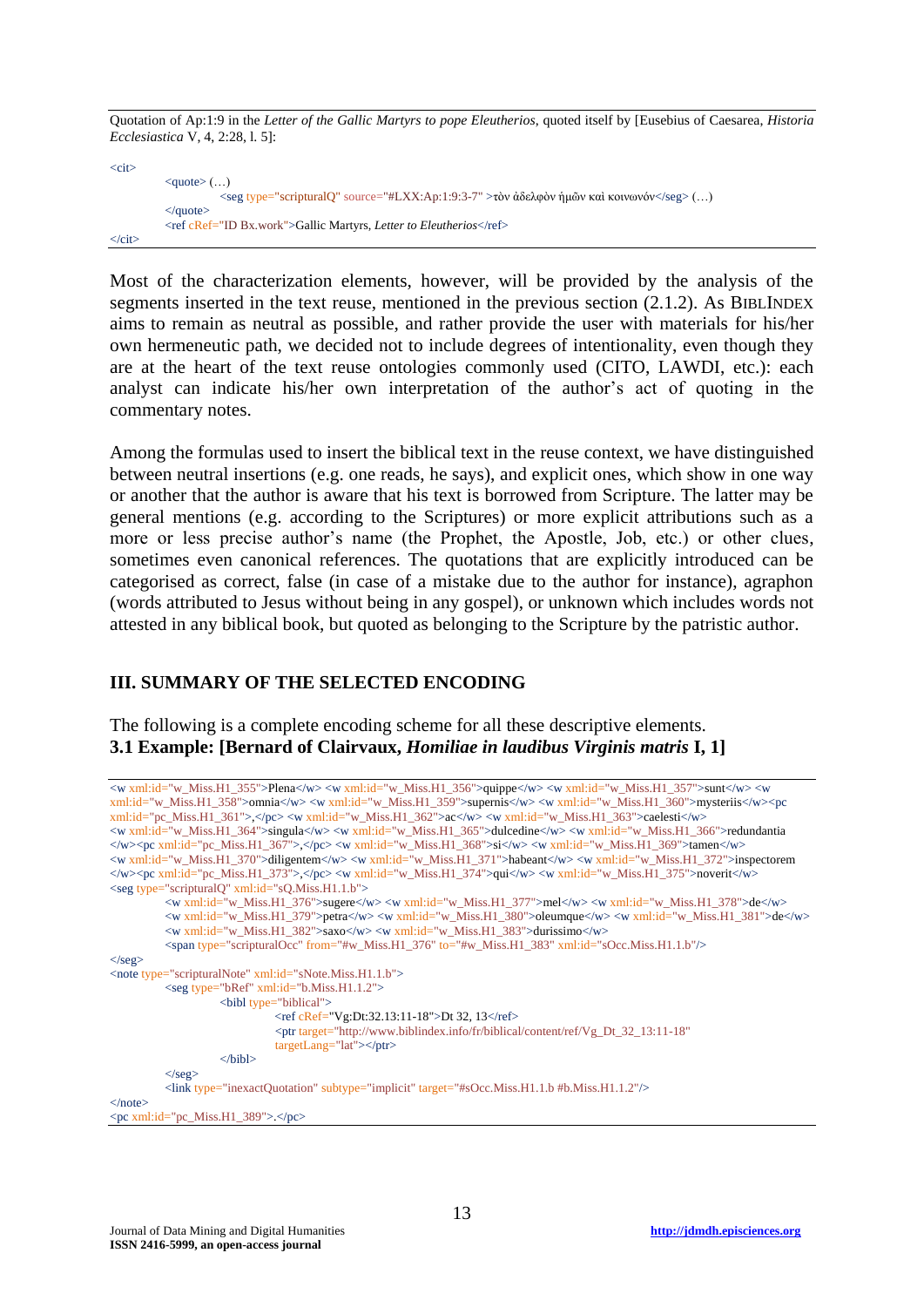Quotation of Ap:1:9 in the *Letter of the Gallic Martyrs to pope Eleutherios*, quoted itself by [Eusebius of Caesarea, *Historia Ecclesiastica* V, 4, 2:28, l. 5]:

```
<cit>
        <quote> (…)
                <seg type="scripturalQ" source="#LXX:Ap:1:9:3-7" >τὸν ἀδελφὸν ἡμῶν καὶ κοινωνόν</seg> (…)
        </quote>
        <ref cRef="ID Bx.work">Gallic Martyrs, Letter to Eleutherios</ref>
</cit>
```

Most of the characterization elements, however, will be provided by the analysis of the segments inserted in the text reuse, mentioned in the previous section (2.1.2). As BIBLINDEX aims to remain as neutral as possible, and rather provide the user with materials for his/her own hermeneutic path, we decided not to include degrees of intentionality, even though they are at the heart of the text reuse ontologies commonly used (CITO, LAWDI, etc.): each analyst can indicate his/her own interpretation of the author's act of quoting in the commentary notes.

Among the formulas used to insert the biblical text in the reuse context, we have distinguished between neutral insertions (e.g. one reads, he says), and explicit ones, which show in one way or another that the author is aware that his text is borrowed from Scripture. The latter may be general mentions (e.g. according to the Scriptures) or more explicit attributions such as a more or less precise author's name (the Prophet, the Apostle, Job, etc.) or other clues, sometimes even canonical references. The quotations that are explicitly introduced can be categorised as correct, false (in case of a mistake due to the author for instance), agraphon (words attributed to Jesus without being in any gospel), or unknown which includes words not attested in any biblical book, but quoted as belonging to the Scripture by the patristic author.

## III. SUMMARY OF THE SELECTED ENCODING

The following is a complete encoding scheme for all these descriptive elements.

### 3.1 Example: [Bernard of Clairvaux, *Homiliae in laudibus Virginis matris* I, 1]

```
<w xml:id="w_Miss.H1_355">Plena</w> <w xml:id="w_Miss.H1_356">quippe</w> <w xml:id="w_Miss.H1_357">sunt</w> <w
xml:id="w_Miss.H1_358">omnia</w> <w xml:id="w_Miss.H1_359">supernis</w> <w xml:id="w_Miss.H1_360">mysteriis</w><pc
xml:id="pc_Miss.H1_361">,</pc> <w xml:id="w_Miss.H1_362">ac</w> <w xml:id="w_Miss.H1_363">caelesti</w>
<w xml:id="w_Miss.H1_364">singula</w> <w xml:id="w_Miss.H1_365">dulcedine</w> <w xml:id="w_Miss.H1_366">redundantia
</w><pc xml:id="pc_Miss.H1_367">,</pc> <w xml:id="w_Miss.H1_368">si</w> <w xml:id="w_Miss.H1_369">tamen</w>
<w xml:id="w_Miss.H1_370">diligentem</w> <w xml:id="w_Miss.H1_371">habeant</w> <w xml:id="w_Miss.H1_372">inspectorem
</w><pc xml:id="pc_Miss.H1_373">,</pc> <w xml:id="w_Miss.H1_374">qui</w> <w xml:id="w_Miss.H1_375">noverit</w>
<seg type="scripturalQ" xml:id="sQ.Miss.H1.1.b">
        <w xml:id="w_Miss.H1_376">sugere</w> <w xml:id="w_Miss.H1_377">mel</w> <w xml:id="w_Miss.H1_378">de</w>
        <w xml:id="w_Miss.H1_379">petra</w> <w xml:id="w_Miss.H1_380">oleumque</w> <w xml:id="w_Miss.H1_381">de</w>
        <w xml:id="w_Miss.H1_382">saxo</w> <w xml:id="w_Miss.H1_383">durissimo</w>
        <span type="scripturalOcc" from="#w_Miss.H1_376" to="#w_Miss.H1_383" xml:id="sOcc.Miss.H1.1.b"/>
</seg>
<note type="scripturalNote" xml:id="sNote.Miss.H1.1.b">
        <seg type="bRef" xml:id="b.Miss.H1.1.2">
                <bibl type="biblical">
                        <ref cRef="Vg:Dt:32.13:11-18">Dt 32, 13</ref>
                        <ptr target="http://www.biblindex.info/fr/biblical/content/ref/Vg_Dt_32_13:11-18"
                        targetLang="lat"></ptr>
                </bibl>
        </seg>
        <link type="inexactQuotation" subtype="implicit" target="#sOcc.Miss.H1.1.b #b.Miss.H1.1.2"/>
</note>
<pc xml:id="pc_Miss.H1_389">.</pc>
```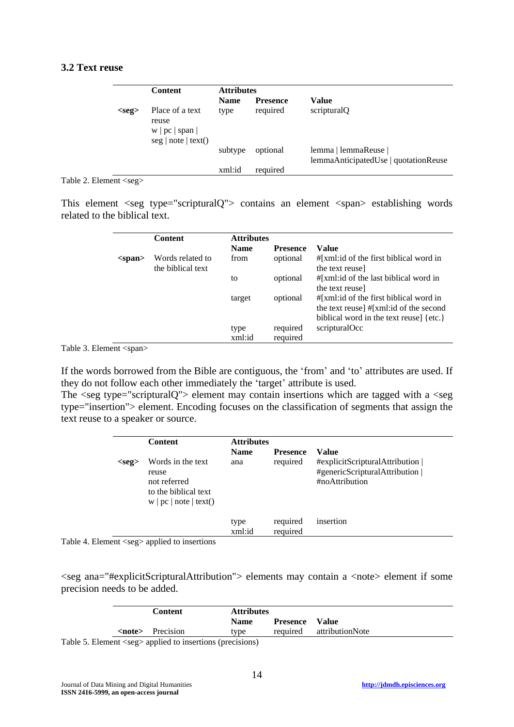### 3.2 Text reuse

| | Content | Attributes | | |
|---|---|---|---|---|
| | | **Name** | **Presence** | **Value** |
| **<seg>** | Place of a text reuse w \| pc \| span \| seg \| note \| text() | type | required | scripturalQ |
| | | subtype | optional | lemma \| lemmaReuse \| lemmaAnticipatedUse \| quotationReuse |
| | | xml:id | required | |

Table 2. Element <seg>

This element <seg type="scripturalQ"> contains an element <span> establishing words related to the biblical text.

| | Content | Attributes | | |
|---|---|---|---|---|
| | | **Name** | **Presence** | **Value** |
| **<span>** | Words related to the biblical text | from | optional | #[xml:id of the first biblical word in the text reuse] |
| | | to | optional | #[xml:id of the last biblical word in the text reuse] |
| | | target | optional | #[xml:id of the first biblical word in the text reuse] #[xml:id of the second biblical word in the text reuse] {etc.} |
| | | type | required | scripturalOcc |
| | | xml:id | required | |

Table 3. Element <span>

If the words borrowed from the Bible are contiguous, the 'from' and 'to' attributes are used. If they do not follow each other immediately the 'target' attribute is used.
The <seg type="scripturalQ"> element may contain insertions which are tagged with a <seg type="insertion"> element. Encoding focuses on the classification of segments that assign the text reuse to a speaker or source.

| | Content | Attributes | | |
|---|---|---|---|---|
| | | **Name** | **Presence** | **Value** |
| **<seg>** | Words in the text reuse not referred to the biblical text w \| pc \| note \| text() | ana | required | #explicitScripturalAttribution \| #genericScripturalAttribution \| #noAttribution |
| | | type | required | insertion |
| | | xml:id | required | |

Table 4. Element <seg> applied to insertions

<seg ana="#explicitScripturalAttribution"> elements may contain a <note> element if some precision needs to be added.

| | Content | Attributes | | |
|---|---|---|---|---|
| | | **Name** | **Presence** | **Value** |
| **<note>** | Precision | type | required | attributionNote |

Table 5. Element <seg> applied to insertions (precisions)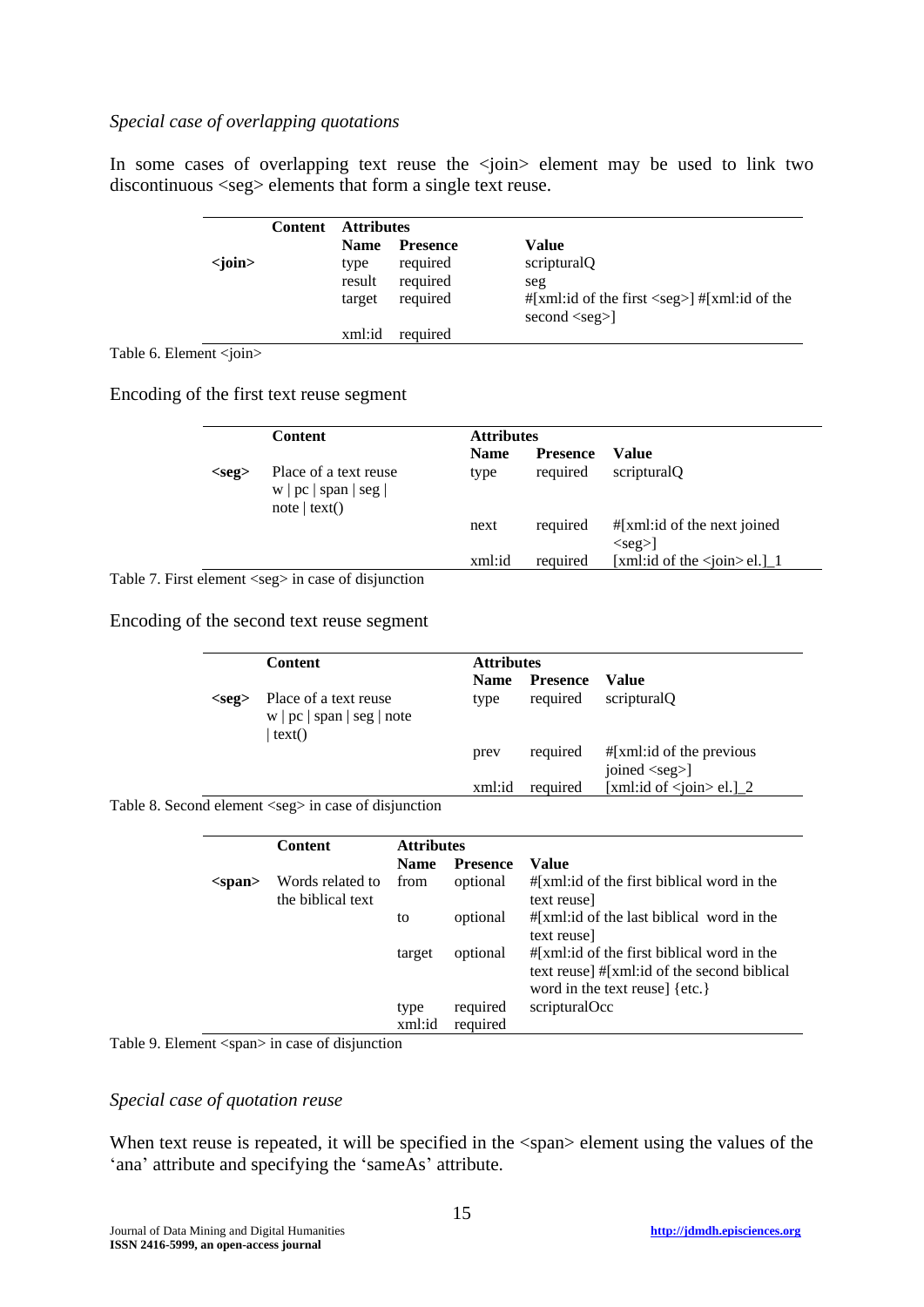*Special case of overlapping quotations*

In some cases of overlapping text reuse the <join> element may be used to link two discontinuous <seg> elements that form a single text reuse.

| | Content | Attributes | | |
|---|---|---|---|---|
| | | **Name** | **Presence** | **Value** |
| **<join>** | | type | required | scripturalQ |
| | | result | required | seg |
| | | target | required | #[xml:id of the first <seg>] #[xml:id of the second <seg>] |
| | | xml:id | required | |

Table 6. Element <join>

Encoding of the first text reuse segment

| | Content | Attributes | | |
|---|---|---|---|---|
| | | **Name** | **Presence** | **Value** |
| **<seg>** | Place of a text reuse w \| pc \| span \| seg \| note \| text() | type | required | scripturalQ |
| | | next | required | #[xml:id of the next joined <seg>] |
| | | xml:id | required | [xml:id of the <join> el.]_1 |

Table 7. First element <seg> in case of disjunction

Encoding of the second text reuse segment

| | Content | Attributes | | |
|---|---|---|---|---|
| | | **Name** | **Presence** | **Value** |
| **<seg>** | Place of a text reuse w \| pc \| span \| seg \| note \| text() | type | required | scripturalQ |
| | | prev | required | #[xml:id of the previous joined <seg>] |
| | | xml:id | required | [xml:id of <join> el.]_2 |

Table 8. Second element <seg> in case of disjunction

| | Content | Attributes | | |
|---|---|---|---|---|
| | | **Name** | **Presence** | **Value** |
| **<span>** | Words related to the biblical text | from | optional | #[xml:id of the first biblical word in the text reuse] |
| | | to | optional | #[xml:id of the last biblical word in the text reuse] |
| | | target | optional | #[xml:id of the first biblical word in the text reuse] #[xml:id of the second biblical word in the text reuse] {etc.} |
| | | type | required | scripturalOcc |
| | | xml:id | required | |

Table 9. Element <span> in case of disjunction

*Special case of quotation reuse*

When text reuse is repeated, it will be specified in the <span> element using the values of the 'ana' attribute and specifying the 'sameAs' attribute.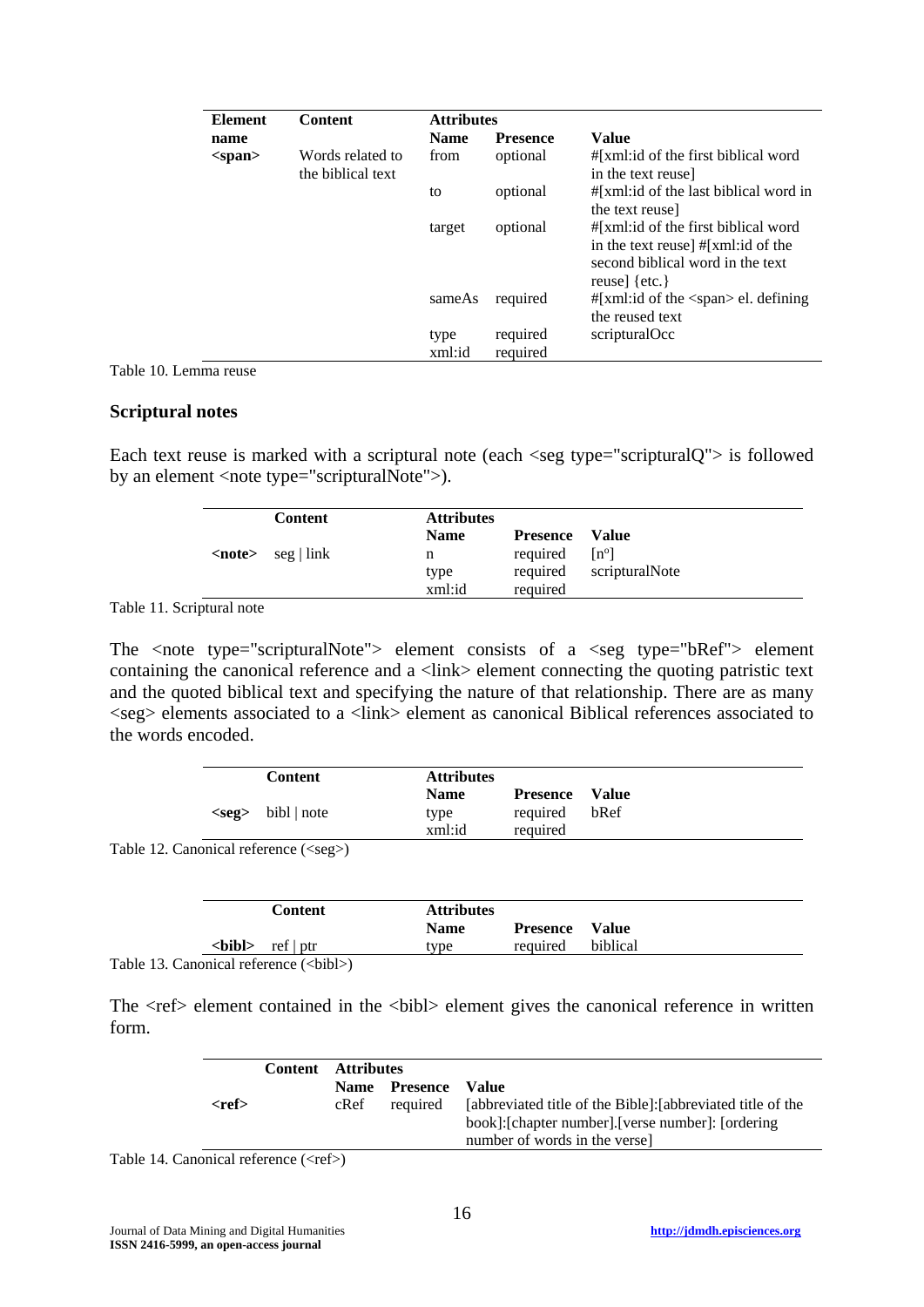| Element name | Content | Attributes | | |
|---|---|---|---|---|
| | | **Name** | **Presence** | **Value** |
| **<span>** | Words related to the biblical text | from | optional | #[xml:id of the first biblical word in the text reuse] |
| | | to | optional | #[xml:id of the last biblical word in the text reuse] |
| | | target | optional | #[xml:id of the first biblical word in the text reuse] #[xml:id of the second biblical word in the text reuse] {etc.} |
| | | sameAs | required | #[xml:id of the <span> el. defining the reused text |
| | | type | required | scripturalOcc |
| | | xml:id | required | |

Table 10. Lemma reuse

## Scriptural notes

Each text reuse is marked with a scriptural note (each <seg type="scripturalQ"> is followed by an element <note type="scripturalNote">).

| | Content | Attributes | | |
|---|---|---|---|---|
| | | **Name** | **Presence** | **Value** |
| **<note>** | seg \| link | n | required | [nº] |
| | | type | required | scripturalNote |
| | | xml:id | required | |

Table 11. Scriptural note

The <note type="scripturalNote"> element consists of a <seg type="bRef"> element containing the canonical reference and a <link> element connecting the quoting patristic text and the quoted biblical text and specifying the nature of that relationship. There are as many <seg> elements associated to a <link> element as canonical Biblical references associated to the words encoded.

| | Content | Attributes | | |
|---|---|---|---|---|
| | | **Name** | **Presence** | **Value** |
| **<seg>** | bibl \| note | type | required | bRef |
| | | xml:id | required | |

Table 12. Canonical reference (<seg>)

| | Content | Attributes | | |
|---|---|---|---|---|
| | | **Name** | **Presence** | **Value** |
| **<bibl>** | ref \| ptr | type | required | biblical |

Table 13. Canonical reference (<bibl>)

The <ref> element contained in the <bibl> element gives the canonical reference in written form.

| | Content | Attributes | | |
|---|---|---|---|---|
| | | **Name** | **Presence** | **Value** |
| **<ref>** | | cRef | required | [abbreviated title of the Bible]:[abbreviated title of the book]:[chapter number].[verse number]: [ordering number of words in the verse] |

Table 14. Canonical reference (<ref>)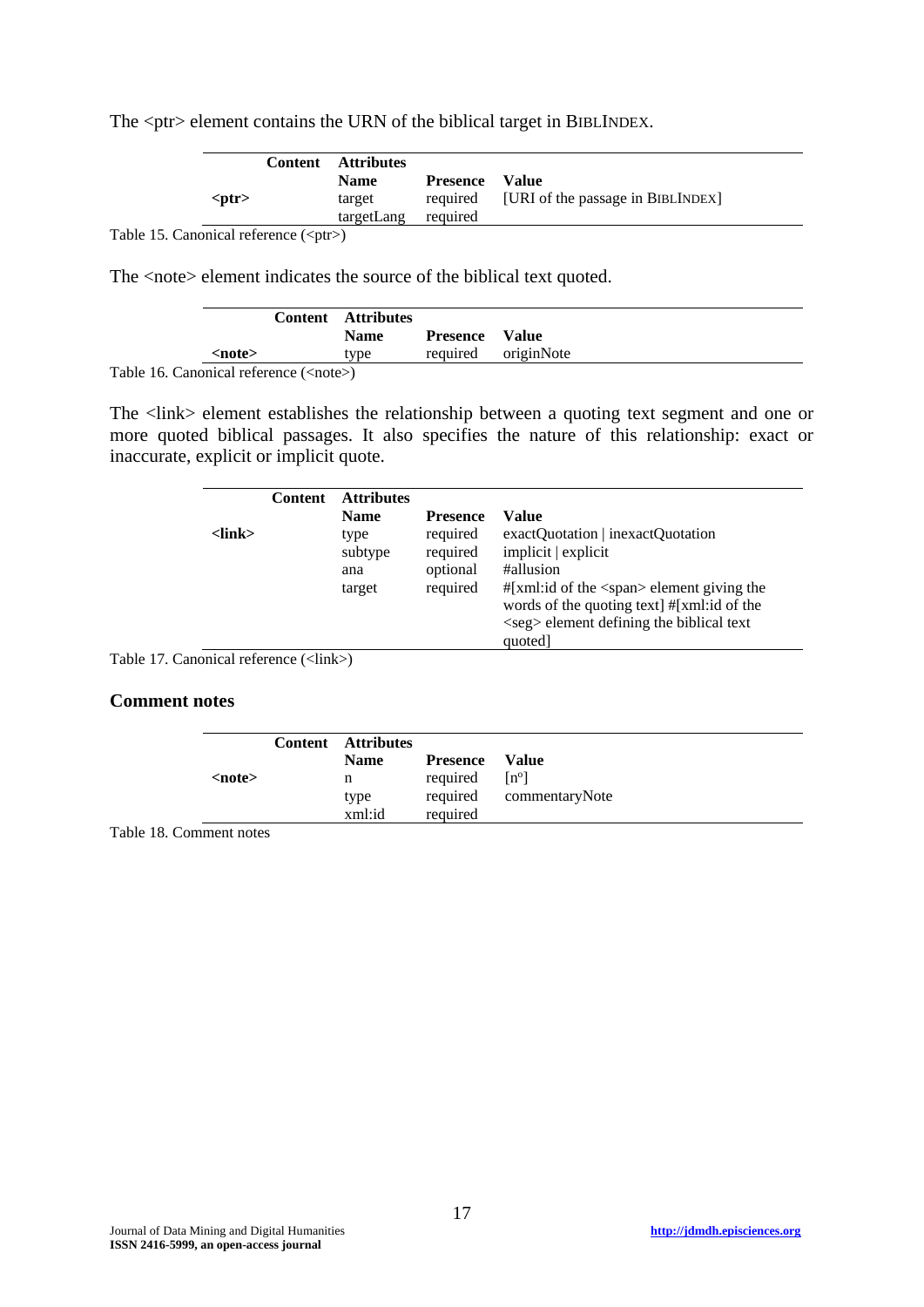The <ptr> element contains the URN of the biblical target in BIBLINDEX.

| | Content | Attributes | | |
|---|---|---|---|---|
| | | **Name** | **Presence** | **Value** |
| **<ptr>** | | target | required | [URI of the passage in BIBLINDEX] |
| | | targetLang | required | |

Table 15. Canonical reference (<ptr>)

The <note> element indicates the source of the biblical text quoted.

| | Content | Attributes | | |
|---|---|---|---|---|
| | | **Name** | **Presence** | **Value** |
| **<note>** | | type | required | originNote |

Table 16. Canonical reference (<note>)

The <link> element establishes the relationship between a quoting text segment and one or more quoted biblical passages. It also specifies the nature of this relationship: exact or inaccurate, explicit or implicit quote.

| | Content | Attributes | | |
|---|---|---|---|---|
| | | **Name** | **Presence** | **Value** |
| **<link>** | | type | required | exactQuotation \| inexactQuotation |
| | | subtype | required | implicit \| explicit |
| | | ana | optional | #allusion |
| | | target | required | #[xml:id of the <span> element giving the words of the quoting text] #[xml:id of the <seg> element defining the biblical text quoted] |

Table 17. Canonical reference (<link>)

### Comment notes

| | Content | Attributes | | |
|---|---|---|---|---|
| | | **Name** | **Presence** | **Value** |
| **<note>** | | n | required | [nº] |
| | | type | required | commentaryNote |
| | | xml:id | required | |

Table 18. Comment notes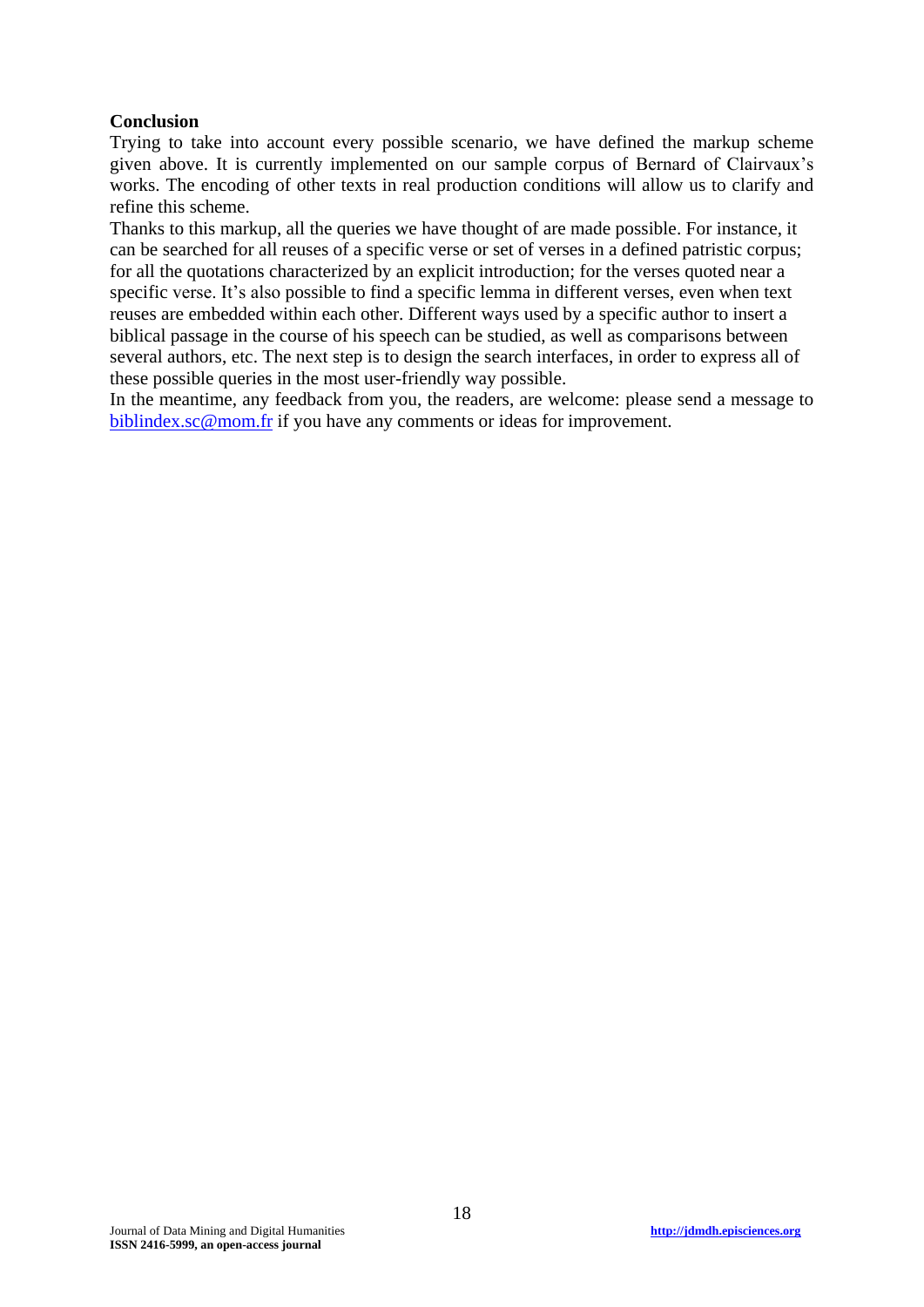**Conclusion**

Trying to take into account every possible scenario, we have defined the markup scheme given above. It is currently implemented on our sample corpus of Bernard of Clairvaux's works. The encoding of other texts in real production conditions will allow us to clarify and refine this scheme.

Thanks to this markup, all the queries we have thought of are made possible. For instance, it can be searched for all reuses of a specific verse or set of verses in a defined patristic corpus; for all the quotations characterized by an explicit introduction; for the verses quoted near a specific verse. It's also possible to find a specific lemma in different verses, even when text reuses are embedded within each other. Different ways used by a specific author to insert a biblical passage in the course of his speech can be studied, as well as comparisons between several authors, etc. The next step is to design the search interfaces, in order to express all of these possible queries in the most user-friendly way possible.

In the meantime, any feedback from you, the readers, are welcome: please send a message to biblindex.sc@mom.fr if you have any comments or ideas for improvement.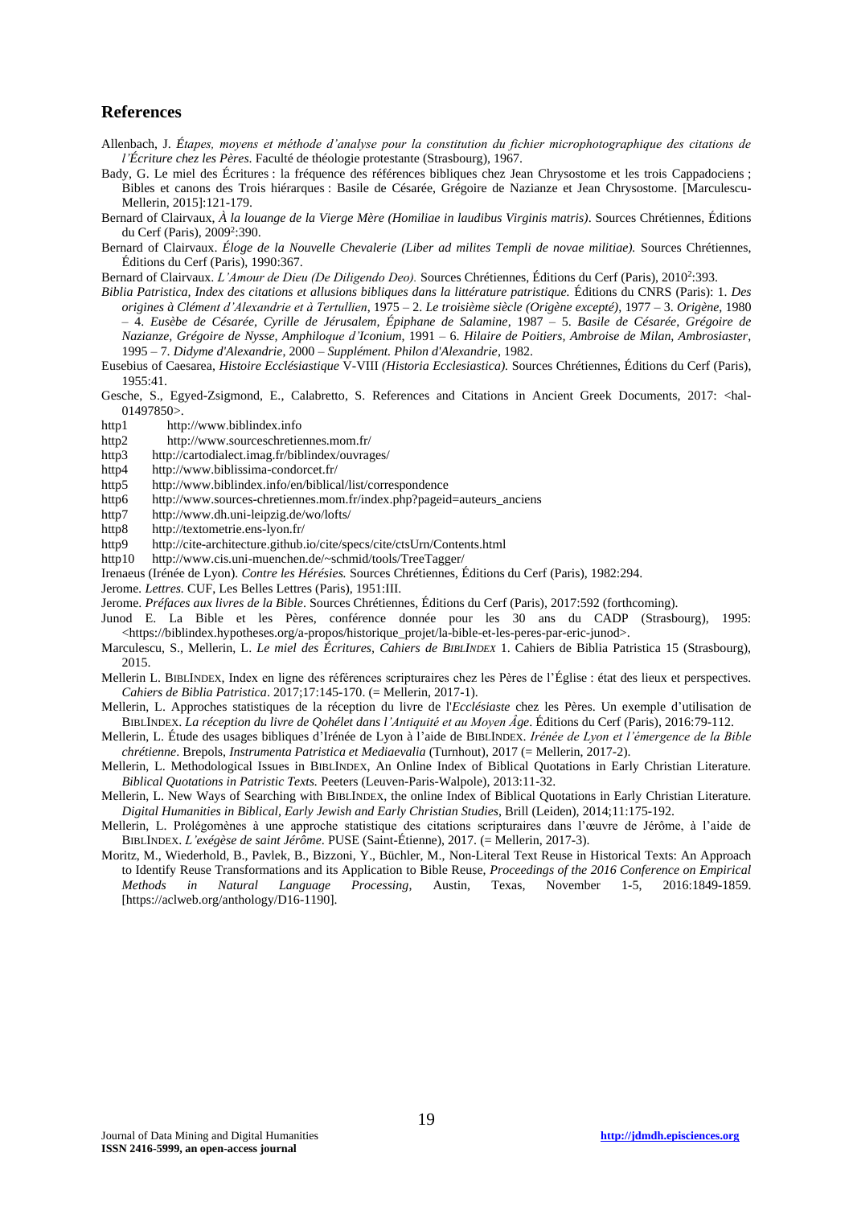## References

Allenbach, J. *Étapes, moyens et méthode d'analyse pour la constitution du fichier microphotographique des citations de l'Écriture chez les Pères*. Faculté de théologie protestante (Strasbourg), 1967.

Bady, G. Le miel des Écritures : la fréquence des références bibliques chez Jean Chrysostome et les trois Cappadociens ; Bibles et canons des Trois hiérarques : Basile de Césarée, Grégoire de Nazianze et Jean Chrysostome. [Marculescu-Mellerin, 2015]:121-179.

Bernard of Clairvaux, *À la louange de la Vierge Mère (Homiliae in laudibus Virginis matris)*. Sources Chrétiennes, Éditions du Cerf (Paris), 2009²:390.

Bernard of Clairvaux. *Éloge de la Nouvelle Chevalerie (Liber ad milites Templi de novae militiae).* Sources Chrétiennes, Éditions du Cerf (Paris), 1990:367.

Bernard of Clairvaux. *L'Amour de Dieu (De Diligendo Deo).* Sources Chrétiennes, Éditions du Cerf (Paris), 2010²:393.

*Biblia Patristica, Index des citations et allusions bibliques dans la littérature patristique.* Éditions du CNRS (Paris): 1. *Des origines à Clément d'Alexandrie et à Tertullien*, 1975 – 2. *Le troisième siècle (Origène excepté)*, 1977 – 3. *Origène*, 1980 – 4. *Eusèbe de Césarée, Cyrille de Jérusalem, Épiphane de Salamine*, 1987 – 5. *Basile de Césarée, Grégoire de Nazianze, Grégoire de Nysse, Amphiloque d'Iconium*, 1991 – 6. *Hilaire de Poitiers, Ambroise de Milan, Ambrosiaster*, 1995 – 7. *Didyme d'Alexandrie*, 2000 – *Supplément. Philon d'Alexandrie*, 1982.

Eusebius of Caesarea, *Histoire Ecclésiastique* V-VIII *(Historia Ecclesiastica).* Sources Chrétiennes, Éditions du Cerf (Paris), 1955:41.

Gesche, S., Egyed-Zsigmond, E., Calabretto, S. References and Citations in Ancient Greek Documents, 2017: <hal-01497850>.

http1 http://www.biblindex.info

http2 http://www.sourceschretiennes.mom.fr/

http3 http://cartodialect.imag.fr/biblindex/ouvrages/

http4 http://www.biblissima-condorcet.fr/

http5 http://www.biblindex.info/en/biblical/list/correspondence

http6 http://www.sources-chretiennes.mom.fr/index.php?pageid=auteurs_anciens

http7 http://www.dh.uni-leipzig.de/wo/lofts/

http8 http://textometrie.ens-lyon.fr/

http9 http://cite-architecture.github.io/cite/specs/cite/ctsUrn/Contents.html

http10 http://www.cis.uni-muenchen.de/~schmid/tools/TreeTagger/

Irenaeus (Irénée de Lyon). *Contre les Hérésies.* Sources Chrétiennes, Éditions du Cerf (Paris), 1982:294.

Jerome. *Lettres.* CUF, Les Belles Lettres (Paris), 1951:III.

Jerome. *Préfaces aux livres de la Bible*. Sources Chrétiennes, Éditions du Cerf (Paris), 2017:592 (forthcoming).

Junod E. La Bible et les Pères, conférence donnée pour les 30 ans du CADP (Strasbourg), 1995: <https://biblindex.hypotheses.org/a-propos/historique_projet/la-bible-et-les-peres-par-eric-junod>.

Marculescu, S., Mellerin, L. *Le miel des Écritures, Cahiers de BIBLINDEX* 1. Cahiers de Biblia Patristica 15 (Strasbourg), 2015.

Mellerin L. BIBLINDEX, Index en ligne des références scripturaires chez les Pères de l'Église : état des lieux et perspectives. *Cahiers de Biblia Patristica*. 2017;17:145-170. (= Mellerin, 2017-1).

Mellerin, L. Approches statistiques de la réception du livre de l'*Ecclésiaste* chez les Pères. Un exemple d'utilisation de BIBLINDEX. *La réception du livre de Qohélet dans l'Antiquité et au Moyen Âge*. Éditions du Cerf (Paris), 2016:79-112.

Mellerin, L. Étude des usages bibliques d'Irénée de Lyon à l'aide de BIBLINDEX. *Irénée de Lyon et l'émergence de la Bible chrétienne*. Brepols, *Instrumenta Patristica et Mediaevalia* (Turnhout), 2017 (= Mellerin, 2017-2).

Mellerin, L. Methodological Issues in BIBLINDEX, An Online Index of Biblical Quotations in Early Christian Literature. *Biblical Quotations in Patristic Texts.* Peeters (Leuven-Paris-Walpole), 2013:11-32.

Mellerin, L. New Ways of Searching with BIBLINDEX, the online Index of Biblical Quotations in Early Christian Literature. *Digital Humanities in Biblical, Early Jewish and Early Christian Studies*, Brill (Leiden), 2014;11:175-192.

Mellerin, L. Prolégomènes à une approche statistique des citations scripturaires dans l'œuvre de Jérôme, à l'aide de BIBLINDEX. *L'exégèse de saint Jérôme*. PUSE (Saint-Étienne), 2017. (= Mellerin, 2017-3).

Moritz, M., Wiederhold, B., Pavlek, B., Bizzoni, Y., Büchler, M., Non-Literal Text Reuse in Historical Texts: An Approach to Identify Reuse Transformations and its Application to Bible Reuse, *Proceedings of the 2016 Conference on Empirical Methods in Natural Language Processing*, Austin, Texas, November 1-5, 2016:1849-1859. [https://aclweb.org/anthology/D16-1190].